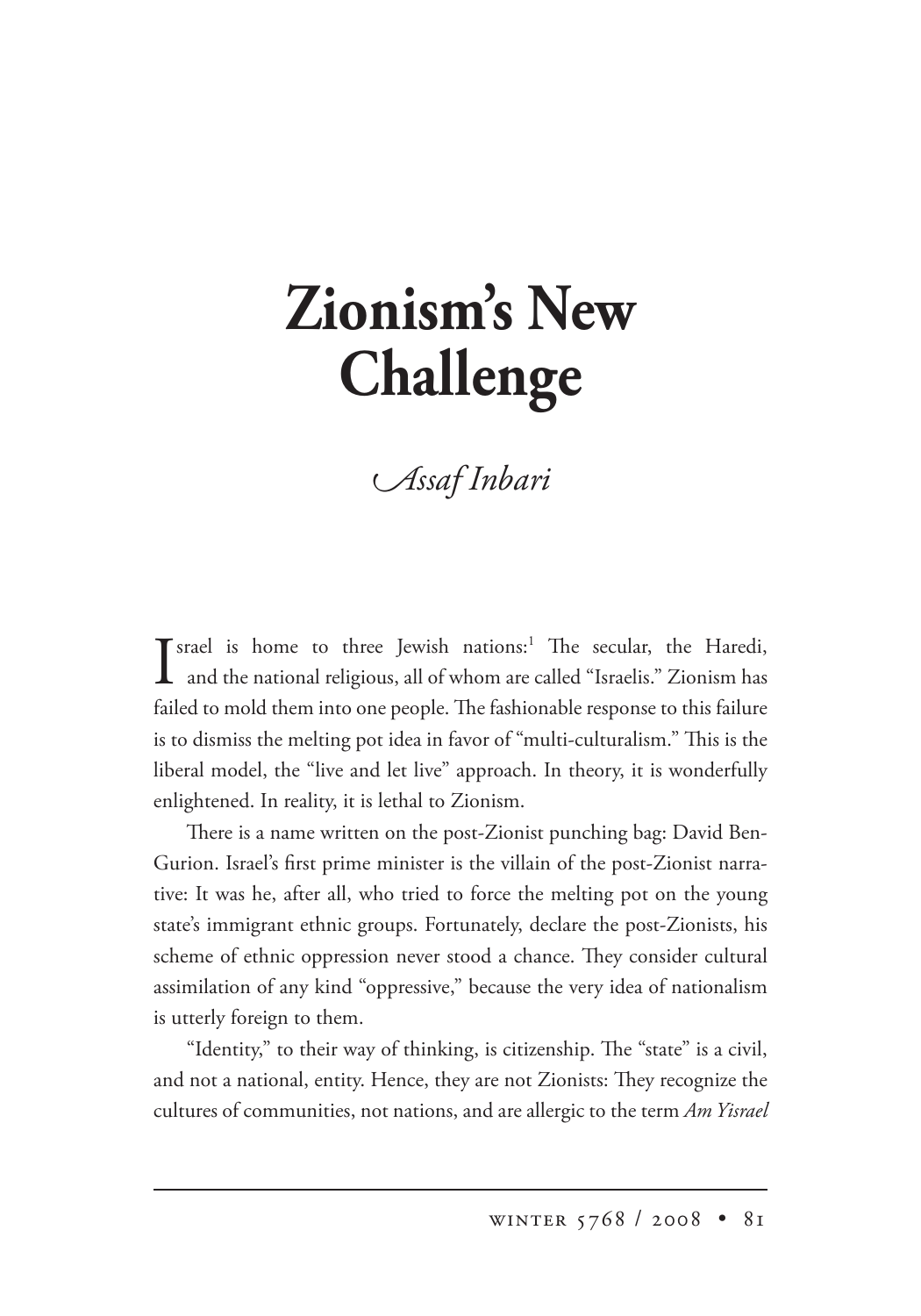# Zionism's New Challenge

*Assaf Inbari*

Israel is home to three Jewish nations:[1] The secular, the Haredi, and the national religious, all of whom are called "Israelis." Zionism has failed to mold them into one people. The fashionable response to this failure is to dismiss the melting pot idea in favor of "multi-culturalism." This is the liberal model, the "live and let live" approach. In theory, it is wonderfully enlightened. In reality, it is lethal to Zionism.

There is a name written on the post-Zionist punching bag: David Ben-Gurion. Israel's first prime minister is the villain of the post-Zionist narrative: It was he, after all, who tried to force the melting pot on the young state's immigrant ethnic groups. Fortunately, declare the post-Zionists, his scheme of ethnic oppression never stood a chance. They consider cultural assimilation of any kind "oppressive," because the very idea of nationalism is utterly foreign to them.

"Identity," to their way of thinking, is citizenship. The "state" is a civil, and not a national, entity. Hence, they are not Zionists: They recognize the cultures of communities, not nations, and are allergic to the term *Am Yisrael*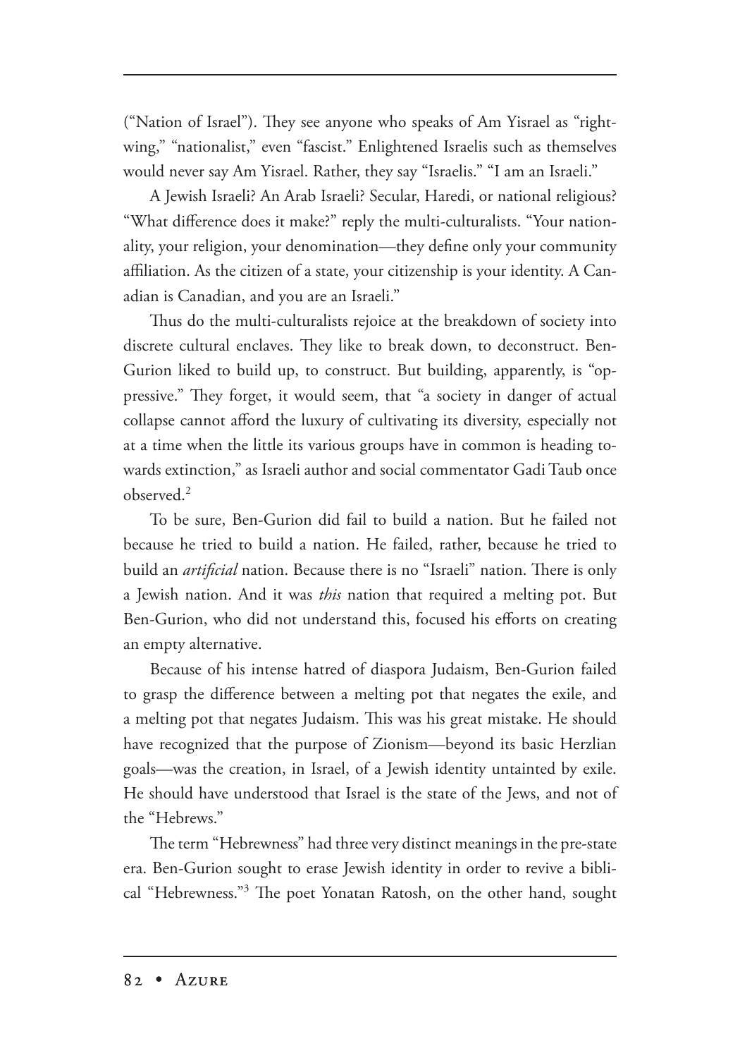("Nation of Israel"). They see anyone who speaks of Am Yisrael as "right-wing," "nationalist," even "fascist." Enlightened Israelis such as themselves would never say Am Yisrael. Rather, they say "Israelis." "I am an Israeli."

A Jewish Israeli? An Arab Israeli? Secular, Haredi, or national religious? "What difference does it make?" reply the multi-culturalists. "Your nationality, your religion, your denomination—they define only your community affiliation. As the citizen of a state, your citizenship is your identity. A Canadian is Canadian, and you are an Israeli."

Thus do the multi-culturalists rejoice at the breakdown of society into discrete cultural enclaves. They like to break down, to deconstruct. Ben-Gurion liked to build up, to construct. But building, apparently, is "oppressive." They forget, it would seem, that "a society in danger of actual collapse cannot afford the luxury of cultivating its diversity, especially not at a time when the little its various groups have in common is heading towards extinction," as Israeli author and social commentator Gadi Taub once observed.[2]

To be sure, Ben-Gurion did fail to build a nation. But he failed not because he tried to build a nation. He failed, rather, because he tried to build an *artificial* nation. Because there is no "Israeli" nation. There is only a Jewish nation. And it was *this* nation that required a melting pot. But Ben-Gurion, who did not understand this, focused his efforts on creating an empty alternative.

Because of his intense hatred of diaspora Judaism, Ben-Gurion failed to grasp the difference between a melting pot that negates the exile, and a melting pot that negates Judaism. This was his great mistake. He should have recognized that the purpose of Zionism—beyond its basic Herzlian goals—was the creation, in Israel, of a Jewish identity untainted by exile. He should have understood that Israel is the state of the Jews, and not of the "Hebrews."

The term "Hebrewness" had three very distinct meanings in the pre-state era. Ben-Gurion sought to erase Jewish identity in order to revive a biblical "Hebrewness."[3] The poet Yonatan Ratosh, on the other hand, sought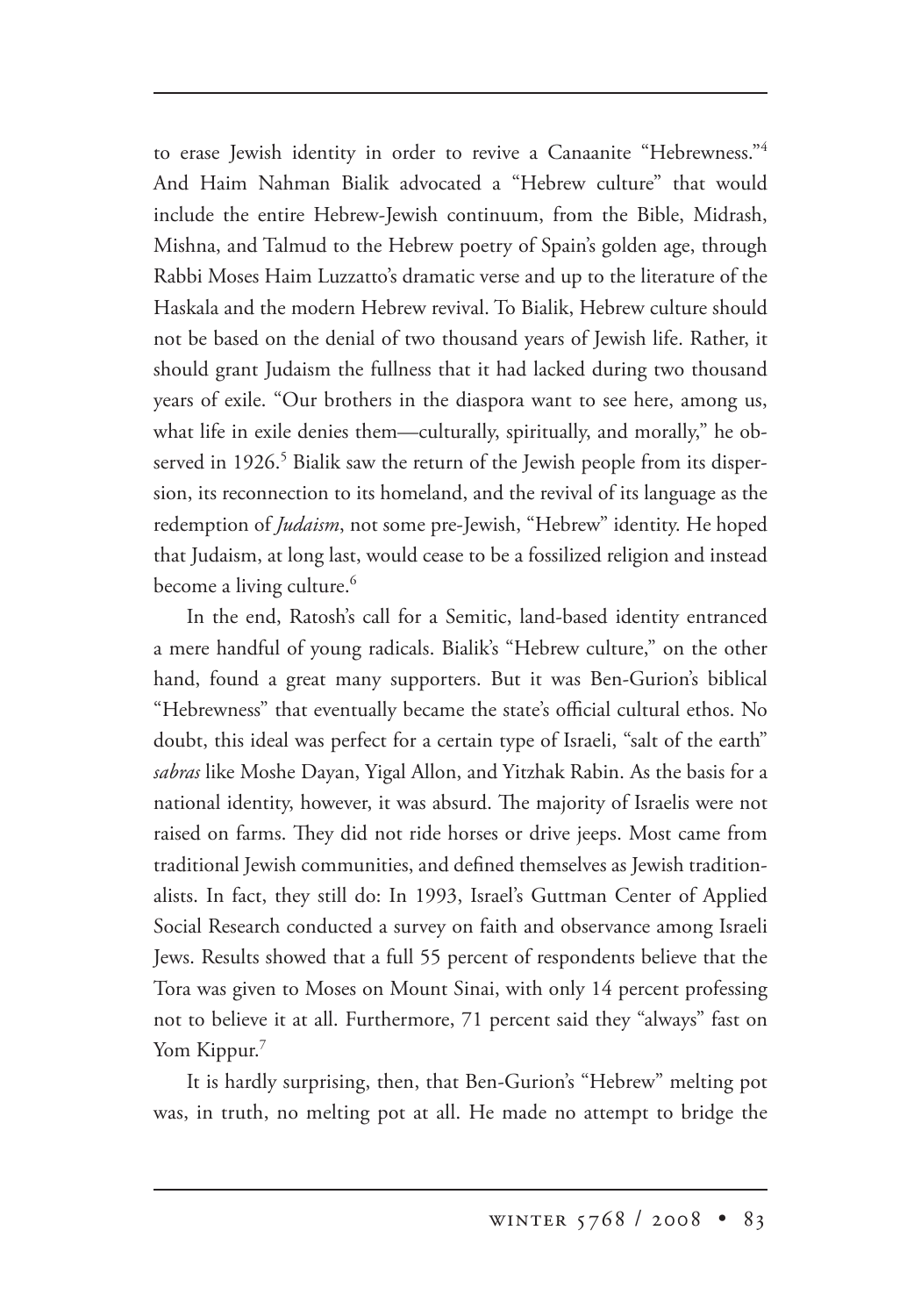to erase Jewish identity in order to revive a Canaanite "Hebrewness."[4] And Haim Nahman Bialik advocated a "Hebrew culture" that would include the entire Hebrew-Jewish continuum, from the Bible, Midrash, Mishna, and Talmud to the Hebrew poetry of Spain's golden age, through Rabbi Moses Haim Luzzatto's dramatic verse and up to the literature of the Haskala and the modern Hebrew revival. To Bialik, Hebrew culture should not be based on the denial of two thousand years of Jewish life. Rather, it should grant Judaism the fullness that it had lacked during two thousand years of exile. "Our brothers in the diaspora want to see here, among us, what life in exile denies them—culturally, spiritually, and morally," he observed in 1926.[5] Bialik saw the return of the Jewish people from its dispersion, its reconnection to its homeland, and the revival of its language as the redemption of *Judaism*, not some pre-Jewish, "Hebrew" identity. He hoped that Judaism, at long last, would cease to be a fossilized religion and instead become a living culture.[6]

In the end, Ratosh's call for a Semitic, land-based identity entranced a mere handful of young radicals. Bialik's "Hebrew culture," on the other hand, found a great many supporters. But it was Ben-Gurion's biblical "Hebrewness" that eventually became the state's official cultural ethos. No doubt, this ideal was perfect for a certain type of Israeli, "salt of the earth" *sabras* like Moshe Dayan, Yigal Allon, and Yitzhak Rabin. As the basis for a national identity, however, it was absurd. The majority of Israelis were not raised on farms. They did not ride horses or drive jeeps. Most came from traditional Jewish communities, and defined themselves as Jewish traditionalists. In fact, they still do: In 1993, Israel's Guttman Center of Applied Social Research conducted a survey on faith and observance among Israeli Jews. Results showed that a full 55 percent of respondents believe that the Tora was given to Moses on Mount Sinai, with only 14 percent professing not to believe it at all. Furthermore, 71 percent said they "always" fast on Yom Kippur.[7]

It is hardly surprising, then, that Ben-Gurion's "Hebrew" melting pot was, in truth, no melting pot at all. He made no attempt to bridge the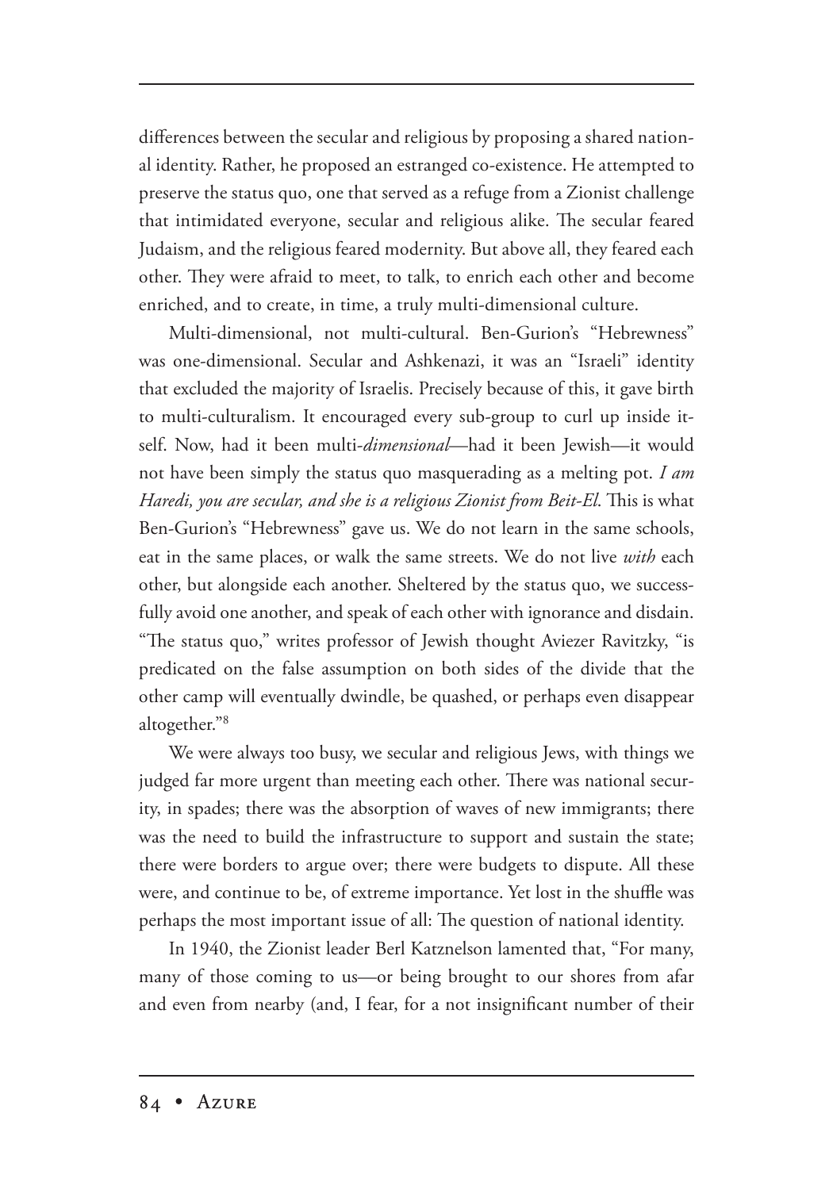differences between the secular and religious by proposing a shared national identity. Rather, he proposed an estranged co-existence. He attempted to preserve the status quo, one that served as a refuge from a Zionist challenge that intimidated everyone, secular and religious alike. The secular feared Judaism, and the religious feared modernity. But above all, they feared each other. They were afraid to meet, to talk, to enrich each other and become enriched, and to create, in time, a truly multi-dimensional culture.

Multi-dimensional, not multi-cultural. Ben-Gurion's "Hebrewness" was one-dimensional. Secular and Ashkenazi, it was an "Israeli" identity that excluded the majority of Israelis. Precisely because of this, it gave birth to multi-culturalism. It encouraged every sub-group to curl up inside itself. Now, had it been multi-*dimensional*—had it been Jewish—it would not have been simply the status quo masquerading as a melting pot. *I am Haredi, you are secular, and she is a religious Zionist from Beit-El.* This is what Ben-Gurion's "Hebrewness" gave us. We do not learn in the same schools, eat in the same places, or walk the same streets. We do not live *with* each other, but alongside each another. Sheltered by the status quo, we successfully avoid one another, and speak of each other with ignorance and disdain. "The status quo," writes professor of Jewish thought Aviezer Ravitzky, "is predicated on the false assumption on both sides of the divide that the other camp will eventually dwindle, be quashed, or perhaps even disappear altogether."[8]

We were always too busy, we secular and religious Jews, with things we judged far more urgent than meeting each other. There was national security, in spades; there was the absorption of waves of new immigrants; there was the need to build the infrastructure to support and sustain the state; there were borders to argue over; there were budgets to dispute. All these were, and continue to be, of extreme importance. Yet lost in the shuffle was perhaps the most important issue of all: The question of national identity.

In 1940, the Zionist leader Berl Katznelson lamented that, "For many, many of those coming to us—or being brought to our shores from afar and even from nearby (and, I fear, for a not insignificant number of their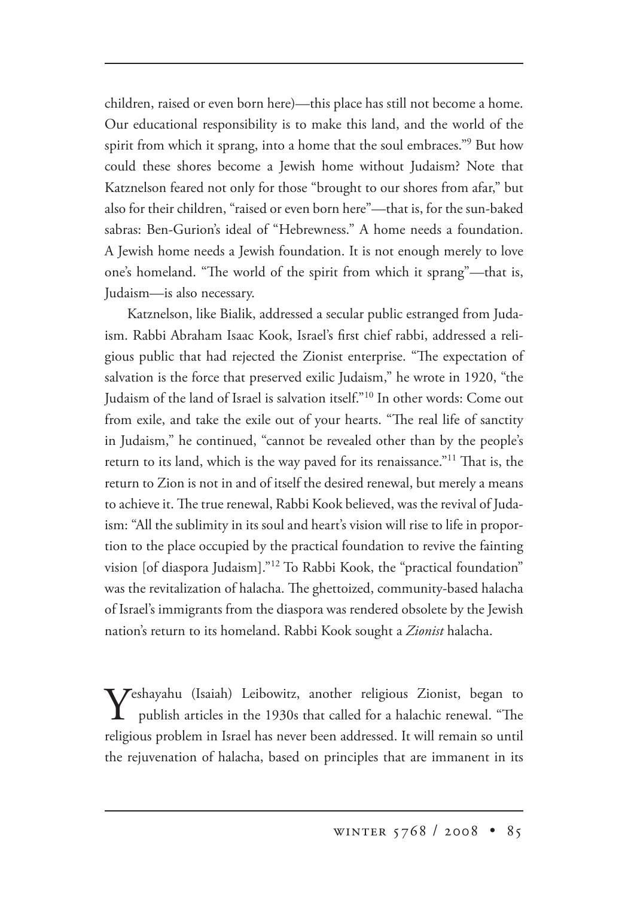children, raised or even born here)—this place has still not become a home. Our educational responsibility is to make this land, and the world of the spirit from which it sprang, into a home that the soul embraces."[9] But how could these shores become a Jewish home without Judaism? Note that Katznelson feared not only for those "brought to our shores from afar," but also for their children, "raised or even born here"—that is, for the sun-baked sabras: Ben-Gurion's ideal of "Hebrewness." A home needs a foundation. A Jewish home needs a Jewish foundation. It is not enough merely to love one's homeland. "The world of the spirit from which it sprang"—that is, Judaism—is also necessary.

Katznelson, like Bialik, addressed a secular public estranged from Judaism. Rabbi Abraham Isaac Kook, Israel's first chief rabbi, addressed a religious public that had rejected the Zionist enterprise. "The expectation of salvation is the force that preserved exilic Judaism," he wrote in 1920, "the Judaism of the land of Israel is salvation itself."[10] In other words: Come out from exile, and take the exile out of your hearts. "The real life of sanctity in Judaism," he continued, "cannot be revealed other than by the people's return to its land, which is the way paved for its renaissance."[11] That is, the return to Zion is not in and of itself the desired renewal, but merely a means to achieve it. The true renewal, Rabbi Kook believed, was the revival of Judaism: "All the sublimity in its soul and heart's vision will rise to life in proportion to the place occupied by the practical foundation to revive the fainting vision [of diaspora Judaism]."[12] To Rabbi Kook, the "practical foundation" was the revitalization of halacha. The ghettoized, community-based halacha of Israel's immigrants from the diaspora was rendered obsolete by the Jewish nation's return to its homeland. Rabbi Kook sought a *Zionist* halacha.

Yeshayahu (Isaiah) Leibowitz, another religious Zionist, began to publish articles in the 1930s that called for a halachic renewal. "The religious problem in Israel has never been addressed. It will remain so until the rejuvenation of halacha, based on principles that are immanent in its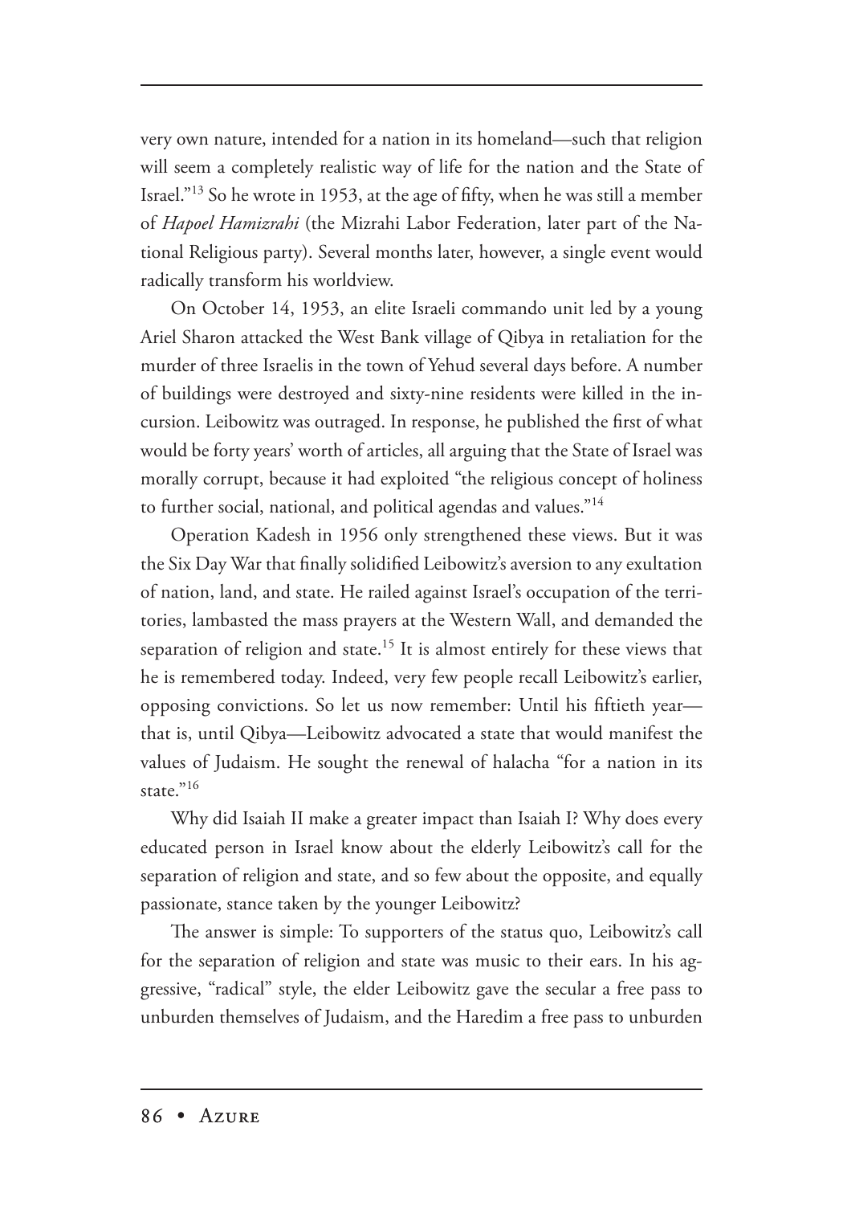very own nature, intended for a nation in its homeland—such that religion will seem a completely realistic way of life for the nation and the State of Israel."[13] So he wrote in 1953, at the age of fifty, when he was still a member of *Hapoel Hamizrahi* (the Mizrahi Labor Federation, later part of the National Religious party). Several months later, however, a single event would radically transform his worldview.

On October 14, 1953, an elite Israeli commando unit led by a young Ariel Sharon attacked the West Bank village of Qibya in retaliation for the murder of three Israelis in the town of Yehud several days before. A number of buildings were destroyed and sixty-nine residents were killed in the incursion. Leibowitz was outraged. In response, he published the first of what would be forty years' worth of articles, all arguing that the State of Israel was morally corrupt, because it had exploited "the religious concept of holiness to further social, national, and political agendas and values."[14]

Operation Kadesh in 1956 only strengthened these views. But it was the Six Day War that finally solidified Leibowitz's aversion to any exultation of nation, land, and state. He railed against Israel's occupation of the territories, lambasted the mass prayers at the Western Wall, and demanded the separation of religion and state.[15] It is almost entirely for these views that he is remembered today. Indeed, very few people recall Leibowitz's earlier, opposing convictions. So let us now remember: Until his fiftieth year—that is, until Qibya—Leibowitz advocated a state that would manifest the values of Judaism. He sought the renewal of halacha "for a nation in its state."[16]

Why did Isaiah II make a greater impact than Isaiah I? Why does every educated person in Israel know about the elderly Leibowitz's call for the separation of religion and state, and so few about the opposite, and equally passionate, stance taken by the younger Leibowitz?

The answer is simple: To supporters of the status quo, Leibowitz's call for the separation of religion and state was music to their ears. In his aggressive, "radical" style, the elder Leibowitz gave the secular a free pass to unburden themselves of Judaism, and the Haredim a free pass to unburden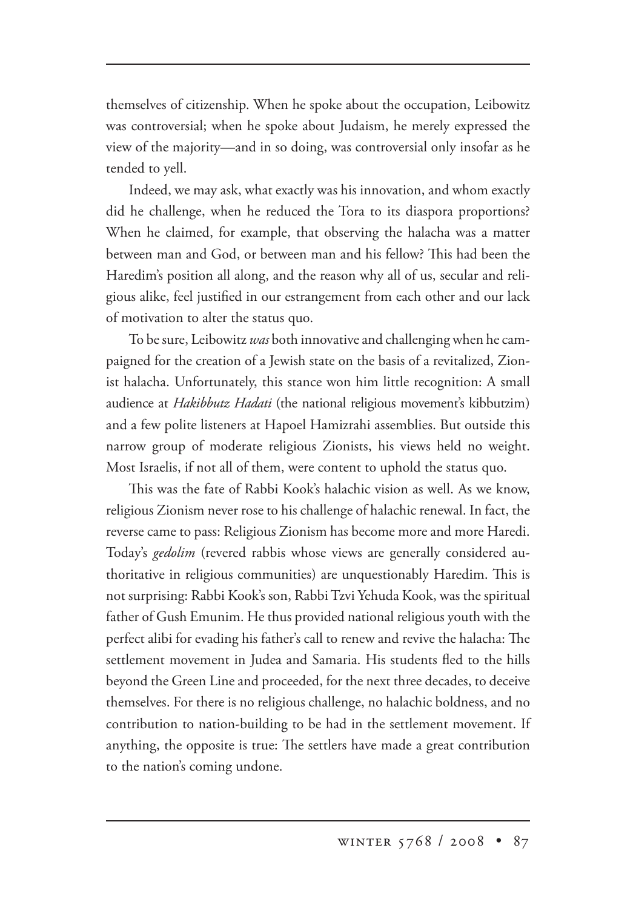themselves of citizenship. When he spoke about the occupation, Leibowitz was controversial; when he spoke about Judaism, he merely expressed the view of the majority—and in so doing, was controversial only insofar as he tended to yell.

Indeed, we may ask, what exactly was his innovation, and whom exactly did he challenge, when he reduced the Tora to its diaspora proportions? When he claimed, for example, that observing the halacha was a matter between man and God, or between man and his fellow? This had been the Haredim's position all along, and the reason why all of us, secular and religious alike, feel justified in our estrangement from each other and our lack of motivation to alter the status quo.

To be sure, Leibowitz *was* both innovative and challenging when he campaigned for the creation of a Jewish state on the basis of a revitalized, Zionist halacha. Unfortunately, this stance won him little recognition: A small audience at *Hakibbutz Hadati* (the national religious movement's kibbutzim) and a few polite listeners at Hapoel Hamizrahi assemblies. But outside this narrow group of moderate religious Zionists, his views held no weight. Most Israelis, if not all of them, were content to uphold the status quo.

This was the fate of Rabbi Kook's halachic vision as well. As we know, religious Zionism never rose to his challenge of halachic renewal. In fact, the reverse came to pass: Religious Zionism has become more and more Haredi. Today's *gedolim* (revered rabbis whose views are generally considered authoritative in religious communities) are unquestionably Haredim. This is not surprising: Rabbi Kook's son, Rabbi Tzvi Yehuda Kook, was the spiritual father of Gush Emunim. He thus provided national religious youth with the perfect alibi for evading his father's call to renew and revive the halacha: The settlement movement in Judea and Samaria. His students fled to the hills beyond the Green Line and proceeded, for the next three decades, to deceive themselves. For there is no religious challenge, no halachic boldness, and no contribution to nation-building to be had in the settlement movement. If anything, the opposite is true: The settlers have made a great contribution to the nation's coming undone.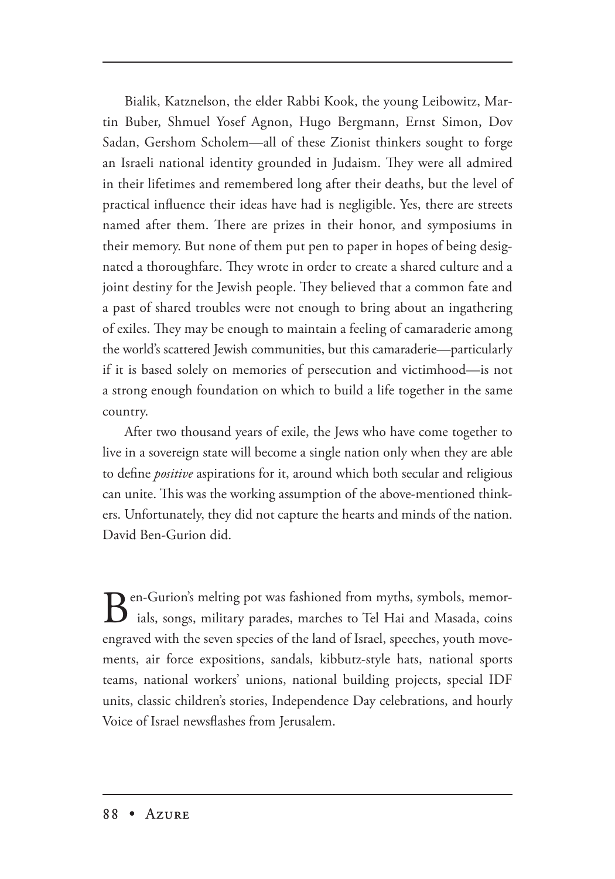Bialik, Katznelson, the elder Rabbi Kook, the young Leibowitz, Martin Buber, Shmuel Yosef Agnon, Hugo Bergmann, Ernst Simon, Dov Sadan, Gershom Scholem—all of these Zionist thinkers sought to forge an Israeli national identity grounded in Judaism. They were all admired in their lifetimes and remembered long after their deaths, but the level of practical influence their ideas have had is negligible. Yes, there are streets named after them. There are prizes in their honor, and symposiums in their memory. But none of them put pen to paper in hopes of being designated a thoroughfare. They wrote in order to create a shared culture and a joint destiny for the Jewish people. They believed that a common fate and a past of shared troubles were not enough to bring about an ingathering of exiles. They may be enough to maintain a feeling of camaraderie among the world's scattered Jewish communities, but this camaraderie—particularly if it is based solely on memories of persecution and victimhood—is not a strong enough foundation on which to build a life together in the same country.

After two thousand years of exile, the Jews who have come together to live in a sovereign state will become a single nation only when they are able to define *positive* aspirations for it, around which both secular and religious can unite. This was the working assumption of the above-mentioned thinkers. Unfortunately, they did not capture the hearts and minds of the nation. David Ben-Gurion did.

Ben-Gurion's melting pot was fashioned from myths, symbols, memorials, songs, military parades, marches to Tel Hai and Masada, coins engraved with the seven species of the land of Israel, speeches, youth movements, air force expositions, sandals, kibbutz-style hats, national sports teams, national workers' unions, national building projects, special IDF units, classic children's stories, Independence Day celebrations, and hourly Voice of Israel newsflashes from Jerusalem.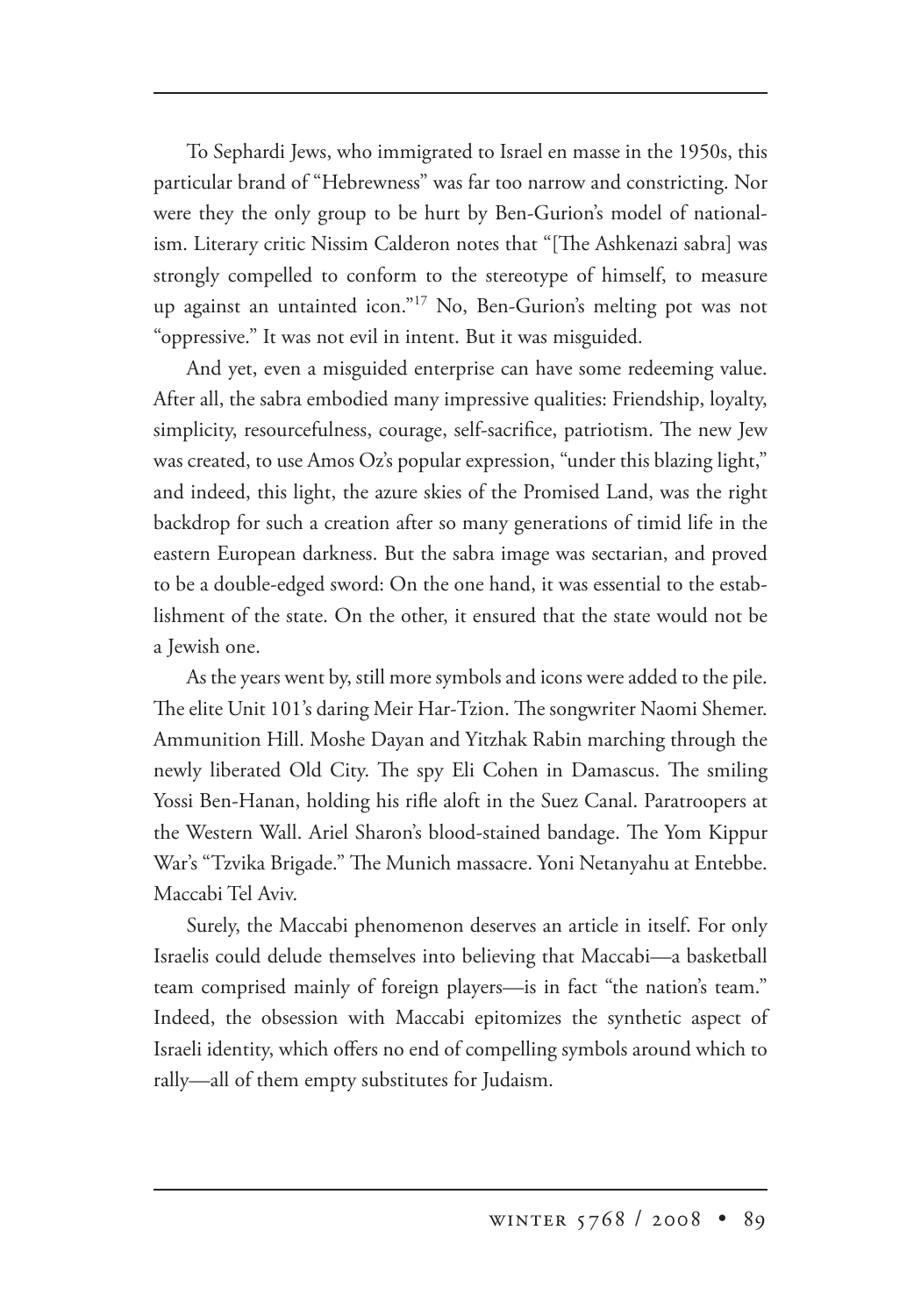To Sephardi Jews, who immigrated to Israel en masse in the 1950s, this particular brand of "Hebrewness" was far too narrow and constricting. Nor were they the only group to be hurt by Ben-Gurion's model of nationalism. Literary critic Nissim Calderon notes that "[The Ashkenazi sabra] was strongly compelled to conform to the stereotype of himself, to measure up against an untainted icon."[17] No, Ben-Gurion's melting pot was not "oppressive." It was not evil in intent. But it was misguided.

And yet, even a misguided enterprise can have some redeeming value. After all, the sabra embodied many impressive qualities: Friendship, loyalty, simplicity, resourcefulness, courage, self-sacrifice, patriotism. The new Jew was created, to use Amos Oz's popular expression, "under this blazing light," and indeed, this light, the azure skies of the Promised Land, was the right backdrop for such a creation after so many generations of timid life in the eastern European darkness. But the sabra image was sectarian, and proved to be a double-edged sword: On the one hand, it was essential to the establishment of the state. On the other, it ensured that the state would not be a Jewish one.

As the years went by, still more symbols and icons were added to the pile. The elite Unit 101's daring Meir Har-Tzion. The songwriter Naomi Shemer. Ammunition Hill. Moshe Dayan and Yitzhak Rabin marching through the newly liberated Old City. The spy Eli Cohen in Damascus. The smiling Yossi Ben-Hanan, holding his rifle aloft in the Suez Canal. Paratroopers at the Western Wall. Ariel Sharon's blood-stained bandage. The Yom Kippur War's "Tzvika Brigade." The Munich massacre. Yoni Netanyahu at Entebbe. Maccabi Tel Aviv.

Surely, the Maccabi phenomenon deserves an article in itself. For only Israelis could delude themselves into believing that Maccabi—a basketball team comprised mainly of foreign players—is in fact "the nation's team." Indeed, the obsession with Maccabi epitomizes the synthetic aspect of Israeli identity, which offers no end of compelling symbols around which to rally—all of them empty substitutes for Judaism.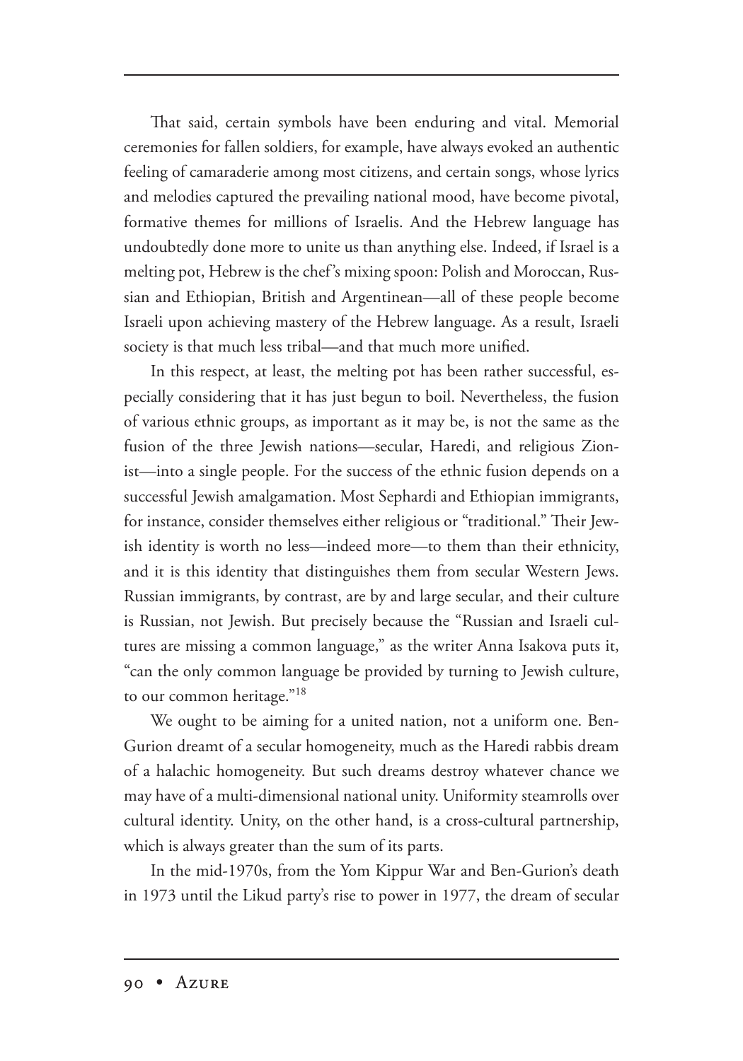That said, certain symbols have been enduring and vital. Memorial ceremonies for fallen soldiers, for example, have always evoked an authentic feeling of camaraderie among most citizens, and certain songs, whose lyrics and melodies captured the prevailing national mood, have become pivotal, formative themes for millions of Israelis. And the Hebrew language has undoubtedly done more to unite us than anything else. Indeed, if Israel is a melting pot, Hebrew is the chef's mixing spoon: Polish and Moroccan, Russian and Ethiopian, British and Argentinean—all of these people become Israeli upon achieving mastery of the Hebrew language. As a result, Israeli society is that much less tribal—and that much more unified.

In this respect, at least, the melting pot has been rather successful, especially considering that it has just begun to boil. Nevertheless, the fusion of various ethnic groups, as important as it may be, is not the same as the fusion of the three Jewish nations—secular, Haredi, and religious Zionist—into a single people. For the success of the ethnic fusion depends on a successful Jewish amalgamation. Most Sephardi and Ethiopian immigrants, for instance, consider themselves either religious or "traditional." Their Jewish identity is worth no less—indeed more—to them than their ethnicity, and it is this identity that distinguishes them from secular Western Jews. Russian immigrants, by contrast, are by and large secular, and their culture is Russian, not Jewish. But precisely because the "Russian and Israeli cultures are missing a common language," as the writer Anna Isakova puts it, "can the only common language be provided by turning to Jewish culture, to our common heritage."[18]

We ought to be aiming for a united nation, not a uniform one. Ben-Gurion dreamt of a secular homogeneity, much as the Haredi rabbis dream of a halachic homogeneity. But such dreams destroy whatever chance we may have of a multi-dimensional national unity. Uniformity steamrolls over cultural identity. Unity, on the other hand, is a cross-cultural partnership, which is always greater than the sum of its parts.

In the mid-1970s, from the Yom Kippur War and Ben-Gurion's death in 1973 until the Likud party's rise to power in 1977, the dream of secular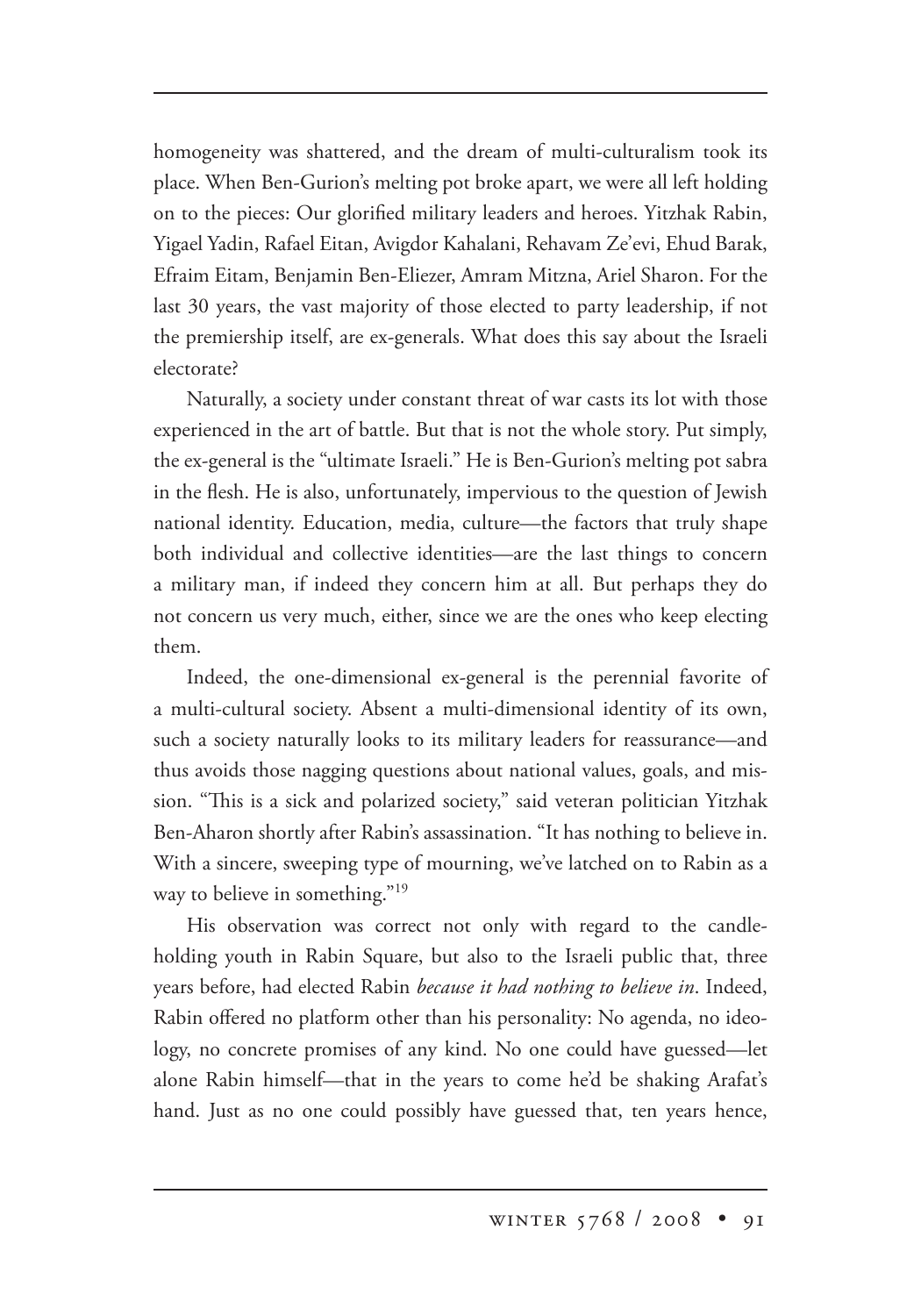homogeneity was shattered, and the dream of multi-culturalism took its place. When Ben-Gurion's melting pot broke apart, we were all left holding on to the pieces: Our glorified military leaders and heroes. Yitzhak Rabin, Yigael Yadin, Rafael Eitan, Avigdor Kahalani, Rehavam Ze'evi, Ehud Barak, Efraim Eitam, Benjamin Ben-Eliezer, Amram Mitzna, Ariel Sharon. For the last 30 years, the vast majority of those elected to party leadership, if not the premiership itself, are ex-generals. What does this say about the Israeli electorate?

Naturally, a society under constant threat of war casts its lot with those experienced in the art of battle. But that is not the whole story. Put simply, the ex-general is the "ultimate Israeli." He is Ben-Gurion's melting pot sabra in the flesh. He is also, unfortunately, impervious to the question of Jewish national identity. Education, media, culture—the factors that truly shape both individual and collective identities—are the last things to concern a military man, if indeed they concern him at all. But perhaps they do not concern us very much, either, since we are the ones who keep electing them.

Indeed, the one-dimensional ex-general is the perennial favorite of a multi-cultural society. Absent a multi-dimensional identity of its own, such a society naturally looks to its military leaders for reassurance—and thus avoids those nagging questions about national values, goals, and mission. "This is a sick and polarized society," said veteran politician Yitzhak Ben-Aharon shortly after Rabin's assassination. "It has nothing to believe in. With a sincere, sweeping type of mourning, we've latched on to Rabin as a way to believe in something."[19]

His observation was correct not only with regard to the candle-holding youth in Rabin Square, but also to the Israeli public that, three years before, had elected Rabin *because it had nothing to believe in*. Indeed, Rabin offered no platform other than his personality: No agenda, no ideology, no concrete promises of any kind. No one could have guessed—let alone Rabin himself—that in the years to come he'd be shaking Arafat's hand. Just as no one could possibly have guessed that, ten years hence,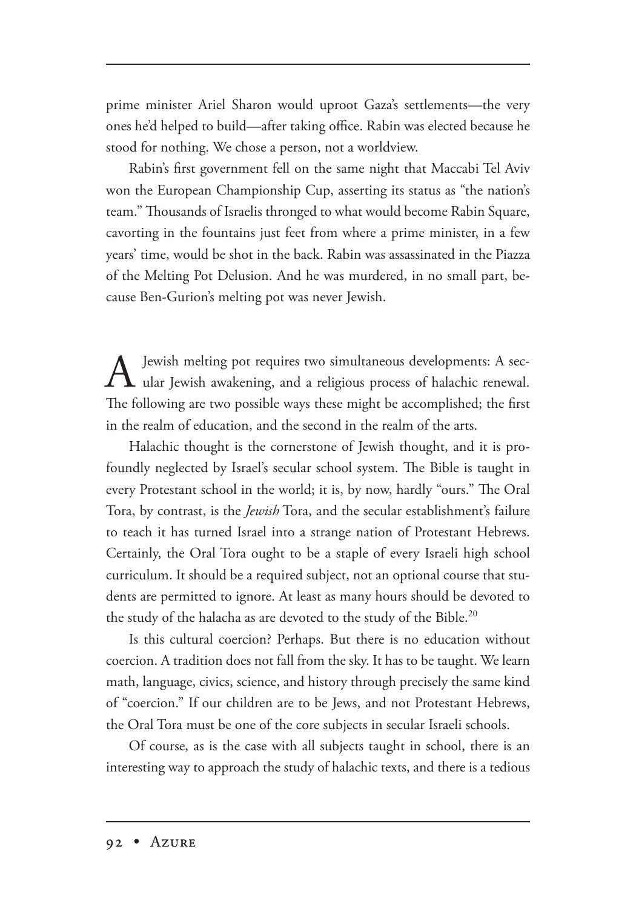prime minister Ariel Sharon would uproot Gaza's settlements—the very ones he'd helped to build—after taking office. Rabin was elected because he stood for nothing. We chose a person, not a worldview.

Rabin's first government fell on the same night that Maccabi Tel Aviv won the European Championship Cup, asserting its status as "the nation's team." Thousands of Israelis thronged to what would become Rabin Square, cavorting in the fountains just feet from where a prime minister, in a few years' time, would be shot in the back. Rabin was assassinated in the Piazza of the Melting Pot Delusion. And he was murdered, in no small part, because Ben-Gurion's melting pot was never Jewish.

A Jewish melting pot requires two simultaneous developments: A secular Jewish awakening, and a religious process of halachic renewal. The following are two possible ways these might be accomplished; the first in the realm of education, and the second in the realm of the arts.

Halachic thought is the cornerstone of Jewish thought, and it is profoundly neglected by Israel's secular school system. The Bible is taught in every Protestant school in the world; it is, by now, hardly "ours." The Oral Tora, by contrast, is the *Jewish* Tora, and the secular establishment's failure to teach it has turned Israel into a strange nation of Protestant Hebrews. Certainly, the Oral Tora ought to be a staple of every Israeli high school curriculum. It should be a required subject, not an optional course that students are permitted to ignore. At least as many hours should be devoted to the study of the halacha as are devoted to the study of the Bible.[20]

Is this cultural coercion? Perhaps. But there is no education without coercion. A tradition does not fall from the sky. It has to be taught. We learn math, language, civics, science, and history through precisely the same kind of "coercion." If our children are to be Jews, and not Protestant Hebrews, the Oral Tora must be one of the core subjects in secular Israeli schools.

Of course, as is the case with all subjects taught in school, there is an interesting way to approach the study of halachic texts, and there is a tedious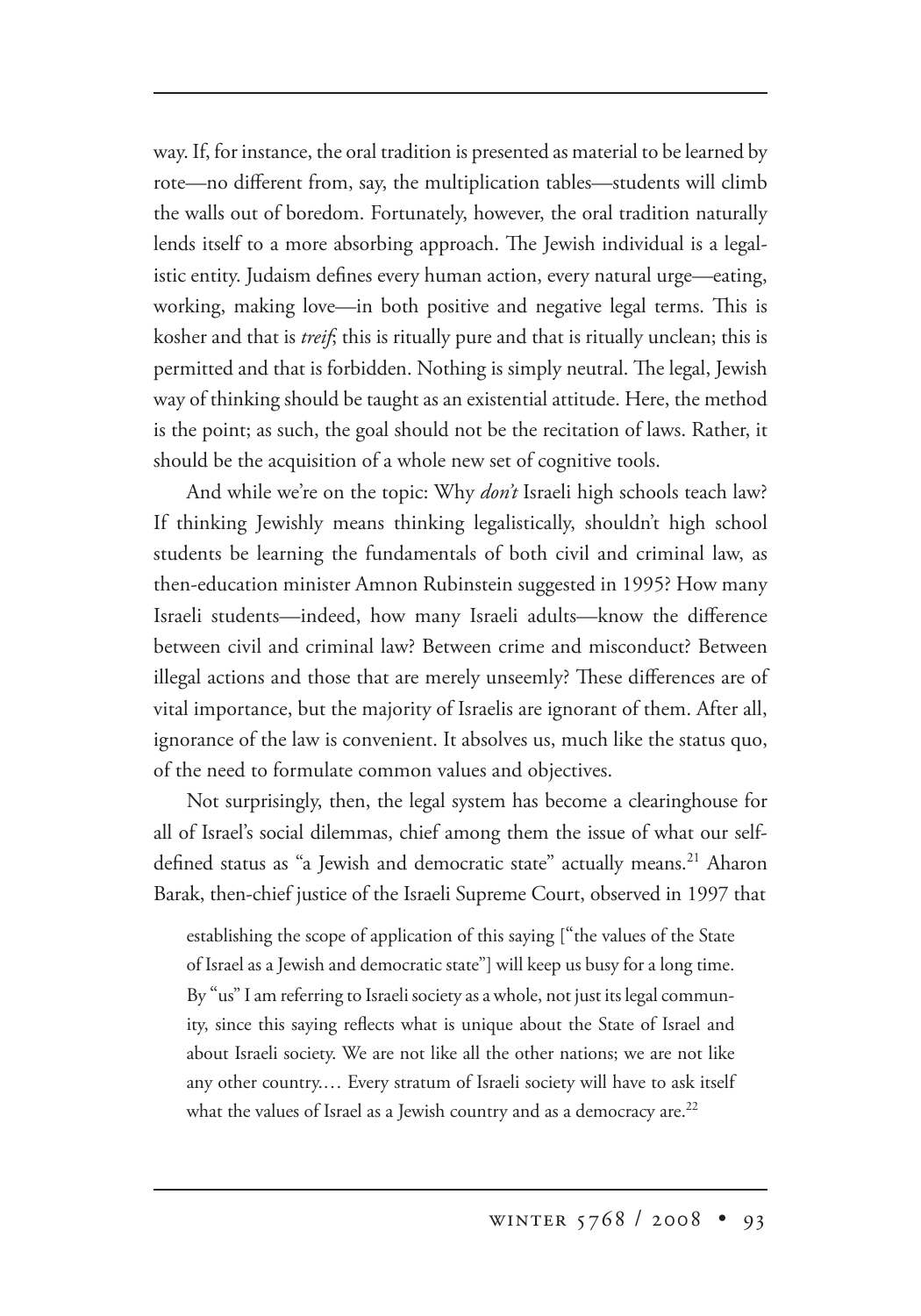way. If, for instance, the oral tradition is presented as material to be learned by rote—no different from, say, the multiplication tables—students will climb the walls out of boredom. Fortunately, however, the oral tradition naturally lends itself to a more absorbing approach. The Jewish individual is a legalistic entity. Judaism defines every human action, every natural urge—eating, working, making love—in both positive and negative legal terms. This is kosher and that is *treif*; this is ritually pure and that is ritually unclean; this is permitted and that is forbidden. Nothing is simply neutral. The legal, Jewish way of thinking should be taught as an existential attitude. Here, the method is the point; as such, the goal should not be the recitation of laws. Rather, it should be the acquisition of a whole new set of cognitive tools.

And while we're on the topic: Why *don't* Israeli high schools teach law? If thinking Jewishly means thinking legalistically, shouldn't high school students be learning the fundamentals of both civil and criminal law, as then-education minister Amnon Rubinstein suggested in 1995? How many Israeli students—indeed, how many Israeli adults—know the difference between civil and criminal law? Between crime and misconduct? Between illegal actions and those that are merely unseemly? These differences are of vital importance, but the majority of Israelis are ignorant of them. After all, ignorance of the law is convenient. It absolves us, much like the status quo, of the need to formulate common values and objectives.

Not surprisingly, then, the legal system has become a clearinghouse for all of Israel's social dilemmas, chief among them the issue of what our self-defined status as "a Jewish and democratic state" actually means.[21] Aharon Barak, then-chief justice of the Israeli Supreme Court, observed in 1997 that

> establishing the scope of application of this saying ["the values of the State of Israel as a Jewish and democratic state"] will keep us busy for a long time. By "us" I am referring to Israeli society as a whole, not just its legal community, since this saying reflects what is unique about the State of Israel and about Israeli society. We are not like all the other nations; we are not like any other country.… Every stratum of Israeli society will have to ask itself what the values of Israel as a Jewish country and as a democracy are.[22]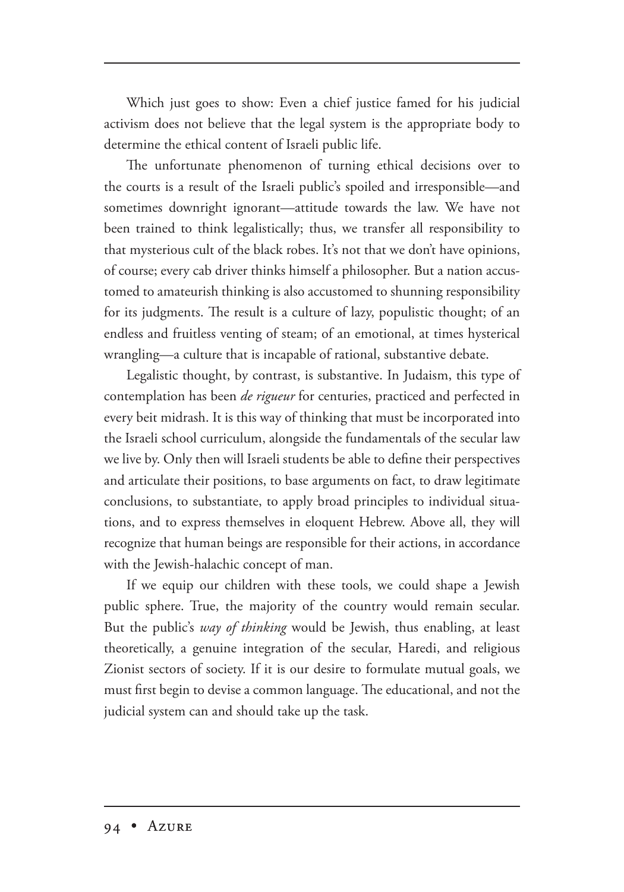Which just goes to show: Even a chief justice famed for his judicial activism does not believe that the legal system is the appropriate body to determine the ethical content of Israeli public life.

The unfortunate phenomenon of turning ethical decisions over to the courts is a result of the Israeli public's spoiled and irresponsible—and sometimes downright ignorant—attitude towards the law. We have not been trained to think legalistically; thus, we transfer all responsibility to that mysterious cult of the black robes. It's not that we don't have opinions, of course; every cab driver thinks himself a philosopher. But a nation accustomed to amateurish thinking is also accustomed to shunning responsibility for its judgments. The result is a culture of lazy, populistic thought; of an endless and fruitless venting of steam; of an emotional, at times hysterical wrangling—a culture that is incapable of rational, substantive debate.

Legalistic thought, by contrast, is substantive. In Judaism, this type of contemplation has been *de rigueur* for centuries, practiced and perfected in every beit midrash. It is this way of thinking that must be incorporated into the Israeli school curriculum, alongside the fundamentals of the secular law we live by. Only then will Israeli students be able to define their perspectives and articulate their positions, to base arguments on fact, to draw legitimate conclusions, to substantiate, to apply broad principles to individual situations, and to express themselves in eloquent Hebrew. Above all, they will recognize that human beings are responsible for their actions, in accordance with the Jewish-halachic concept of man.

If we equip our children with these tools, we could shape a Jewish public sphere. True, the majority of the country would remain secular. But the public's *way of thinking* would be Jewish, thus enabling, at least theoretically, a genuine integration of the secular, Haredi, and religious Zionist sectors of society. If it is our desire to formulate mutual goals, we must first begin to devise a common language. The educational, and not the judicial system can and should take up the task.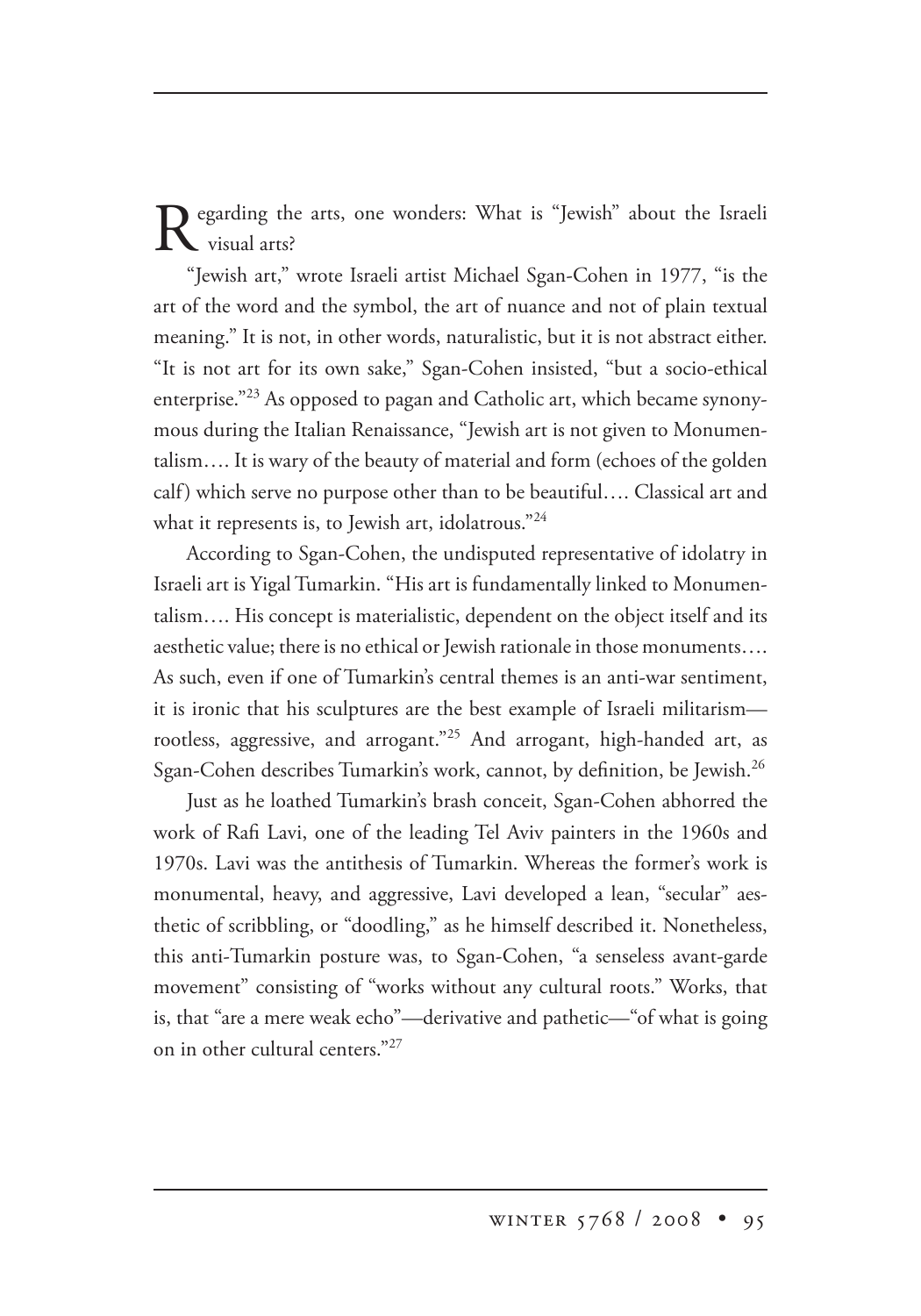Regarding the arts, one wonders: What is "Jewish" about the Israeli visual arts?

"Jewish art," wrote Israeli artist Michael Sgan-Cohen in 1977, "is the art of the word and the symbol, the art of nuance and not of plain textual meaning." It is not, in other words, naturalistic, but it is not abstract either. "It is not art for its own sake," Sgan-Cohen insisted, "but a socio-ethical enterprise."[23] As opposed to pagan and Catholic art, which became synonymous during the Italian Renaissance, "Jewish art is not given to Monumentalism…. It is wary of the beauty of material and form (echoes of the golden calf) which serve no purpose other than to be beautiful…. Classical art and what it represents is, to Jewish art, idolatrous."[24]

According to Sgan-Cohen, the undisputed representative of idolatry in Israeli art is Yigal Tumarkin. "His art is fundamentally linked to Monumentalism…. His concept is materialistic, dependent on the object itself and its aesthetic value; there is no ethical or Jewish rationale in those monuments…. As such, even if one of Tumarkin's central themes is an anti-war sentiment, it is ironic that his sculptures are the best example of Israeli militarism—rootless, aggressive, and arrogant."[25] And arrogant, high-handed art, as Sgan-Cohen describes Tumarkin's work, cannot, by definition, be Jewish.[26]

Just as he loathed Tumarkin's brash conceit, Sgan-Cohen abhorred the work of Rafi Lavi, one of the leading Tel Aviv painters in the 1960s and 1970s. Lavi was the antithesis of Tumarkin. Whereas the former's work is monumental, heavy, and aggressive, Lavi developed a lean, "secular" aesthetic of scribbling, or "doodling," as he himself described it. Nonetheless, this anti-Tumarkin posture was, to Sgan-Cohen, "a senseless avant-garde movement" consisting of "works without any cultural roots." Works, that is, that "are a mere weak echo"—derivative and pathetic—"of what is going on in other cultural centers."[27]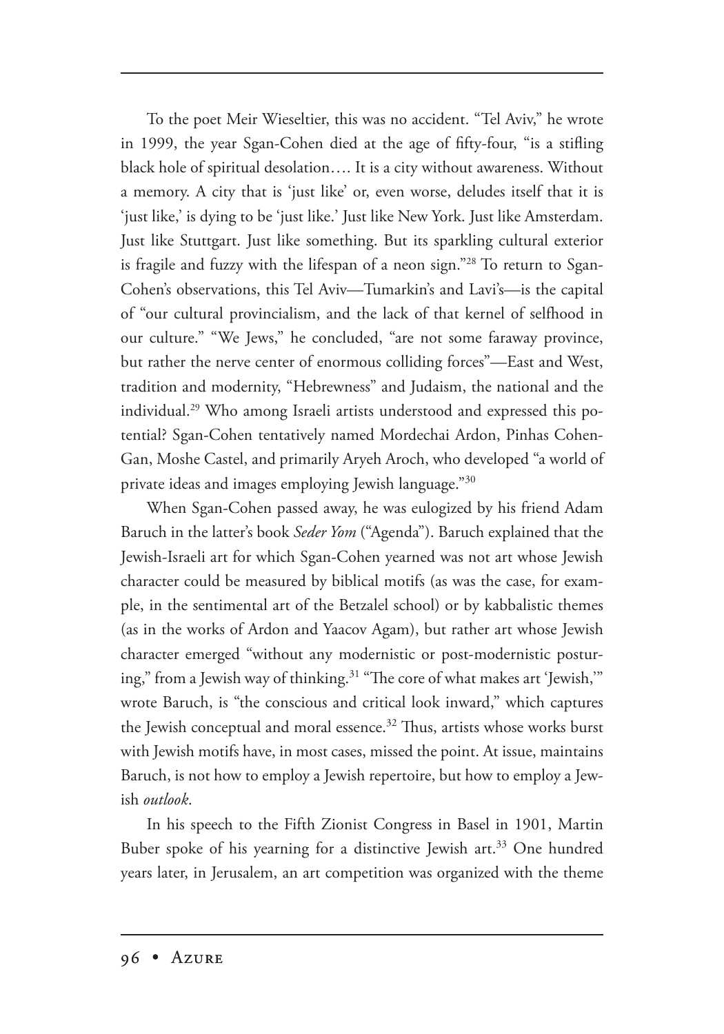To the poet Meir Wieseltier, this was no accident. "Tel Aviv," he wrote in 1999, the year Sgan-Cohen died at the age of fifty-four, "is a stifling black hole of spiritual desolation…. It is a city without awareness. Without a memory. A city that is 'just like' or, even worse, deludes itself that it is 'just like,' is dying to be 'just like.' Just like New York. Just like Amsterdam. Just like Stuttgart. Just like something. But its sparkling cultural exterior is fragile and fuzzy with the lifespan of a neon sign."[28] To return to Sgan-Cohen's observations, this Tel Aviv—Tumarkin's and Lavi's—is the capital of "our cultural provincialism, and the lack of that kernel of selfhood in our culture." "We Jews," he concluded, "are not some faraway province, but rather the nerve center of enormous colliding forces"—East and West, tradition and modernity, "Hebrewness" and Judaism, the national and the individual.[29] Who among Israeli artists understood and expressed this potential? Sgan-Cohen tentatively named Mordechai Ardon, Pinhas Cohen-Gan, Moshe Castel, and primarily Aryeh Aroch, who developed "a world of private ideas and images employing Jewish language."[30]

When Sgan-Cohen passed away, he was eulogized by his friend Adam Baruch in the latter's book *Seder Yom* ("Agenda"). Baruch explained that the Jewish-Israeli art for which Sgan-Cohen yearned was not art whose Jewish character could be measured by biblical motifs (as was the case, for example, in the sentimental art of the Betzalel school) or by kabbalistic themes (as in the works of Ardon and Yaacov Agam), but rather art whose Jewish character emerged "without any modernistic or post-modernistic posturing," from a Jewish way of thinking.[31] "The core of what makes art 'Jewish,'" wrote Baruch, is "the conscious and critical look inward," which captures the Jewish conceptual and moral essence.[32] Thus, artists whose works burst with Jewish motifs have, in most cases, missed the point. At issue, maintains Baruch, is not how to employ a Jewish repertoire, but how to employ a Jewish *outlook*.

In his speech to the Fifth Zionist Congress in Basel in 1901, Martin Buber spoke of his yearning for a distinctive Jewish art.[33] One hundred years later, in Jerusalem, an art competition was organized with the theme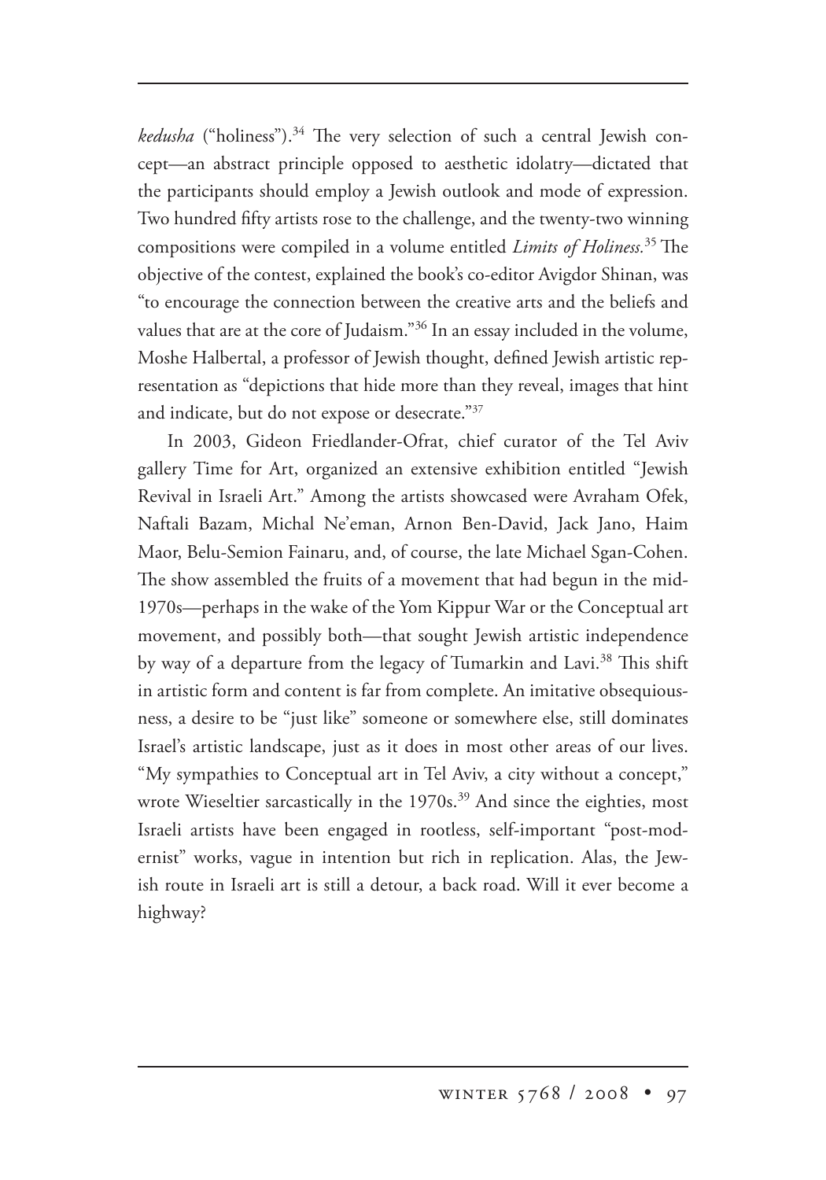*kedusha* ("holiness").[34] The very selection of such a central Jewish concept—an abstract principle opposed to aesthetic idolatry—dictated that the participants should employ a Jewish outlook and mode of expression. Two hundred fifty artists rose to the challenge, and the twenty-two winning compositions were compiled in a volume entitled *Limits of Holiness*.[35] The objective of the contest, explained the book's co-editor Avigdor Shinan, was "to encourage the connection between the creative arts and the beliefs and values that are at the core of Judaism."[36] In an essay included in the volume, Moshe Halbertal, a professor of Jewish thought, defined Jewish artistic representation as "depictions that hide more than they reveal, images that hint and indicate, but do not expose or desecrate."[37]

In 2003, Gideon Friedlander-Ofrat, chief curator of the Tel Aviv gallery Time for Art, organized an extensive exhibition entitled "Jewish Revival in Israeli Art." Among the artists showcased were Avraham Ofek, Naftali Bazam, Michal Ne'eman, Arnon Ben-David, Jack Jano, Haim Maor, Belu-Semion Fainaru, and, of course, the late Michael Sgan-Cohen. The show assembled the fruits of a movement that had begun in the mid-1970s—perhaps in the wake of the Yom Kippur War or the Conceptual art movement, and possibly both—that sought Jewish artistic independence by way of a departure from the legacy of Tumarkin and Lavi.[38] This shift in artistic form and content is far from complete. An imitative obsequiousness, a desire to be "just like" someone or somewhere else, still dominates Israel's artistic landscape, just as it does in most other areas of our lives. "My sympathies to Conceptual art in Tel Aviv, a city without a concept," wrote Wieseltier sarcastically in the 1970s.[39] And since the eighties, most Israeli artists have been engaged in rootless, self-important "post-modernist" works, vague in intention but rich in replication. Alas, the Jewish route in Israeli art is still a detour, a back road. Will it ever become a highway?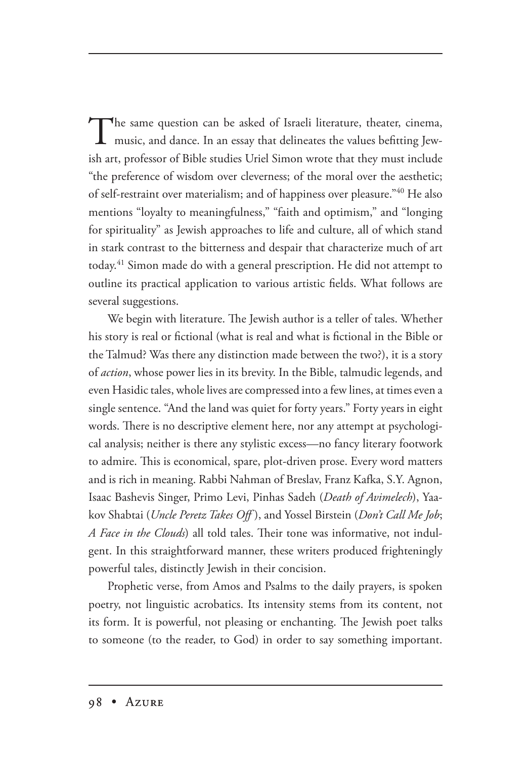The same question can be asked of Israeli literature, theater, cinema, music, and dance. In an essay that delineates the values befitting Jewish art, professor of Bible studies Uriel Simon wrote that they must include "the preference of wisdom over cleverness; of the moral over the aesthetic; of self-restraint over materialism; and of happiness over pleasure."[40] He also mentions "loyalty to meaningfulness," "faith and optimism," and "longing for spirituality" as Jewish approaches to life and culture, all of which stand in stark contrast to the bitterness and despair that characterize much of art today.[41] Simon made do with a general prescription. He did not attempt to outline its practical application to various artistic fields. What follows are several suggestions.

We begin with literature. The Jewish author is a teller of tales. Whether his story is real or fictional (what is real and what is fictional in the Bible or the Talmud? Was there any distinction made between the two?), it is a story of *action*, whose power lies in its brevity. In the Bible, talmudic legends, and even Hasidic tales, whole lives are compressed into a few lines, at times even a single sentence. "And the land was quiet for forty years." Forty years in eight words. There is no descriptive element here, nor any attempt at psychological analysis; neither is there any stylistic excess—no fancy literary footwork to admire. This is economical, spare, plot-driven prose. Every word matters and is rich in meaning. Rabbi Nahman of Breslav, Franz Kafka, S.Y. Agnon, Isaac Bashevis Singer, Primo Levi, Pinhas Sadeh (*Death of Avimelech*), Yaakov Shabtai (*Uncle Peretz Takes Off*), and Yossel Birstein (*Don't Call Me Job*; *A Face in the Clouds*) all told tales. Their tone was informative, not indulgent. In this straightforward manner, these writers produced frighteningly powerful tales, distinctly Jewish in their concision.

Prophetic verse, from Amos and Psalms to the daily prayers, is spoken poetry, not linguistic acrobatics. Its intensity stems from its content, not its form. It is powerful, not pleasing or enchanting. The Jewish poet talks to someone (to the reader, to God) in order to say something important.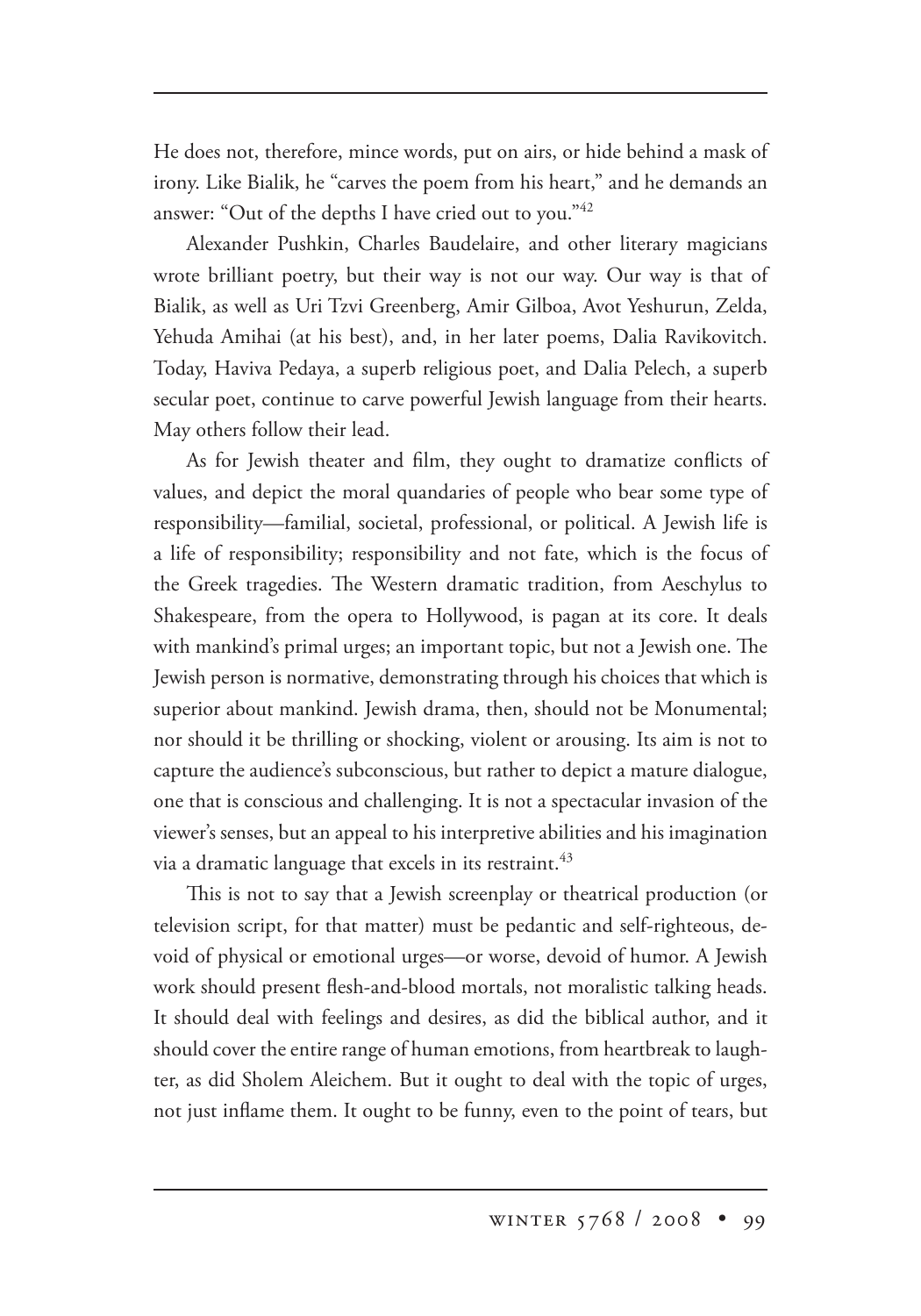He does not, therefore, mince words, put on airs, or hide behind a mask of irony. Like Bialik, he "carves the poem from his heart," and he demands an answer: "Out of the depths I have cried out to you."[42]

Alexander Pushkin, Charles Baudelaire, and other literary magicians wrote brilliant poetry, but their way is not our way. Our way is that of Bialik, as well as Uri Tzvi Greenberg, Amir Gilboa, Avot Yeshurun, Zelda, Yehuda Amihai (at his best), and, in her later poems, Dalia Ravikovitch. Today, Haviva Pedaya, a superb religious poet, and Dalia Pelech, a superb secular poet, continue to carve powerful Jewish language from their hearts. May others follow their lead.

As for Jewish theater and film, they ought to dramatize conflicts of values, and depict the moral quandaries of people who bear some type of responsibility—familial, societal, professional, or political. A Jewish life is a life of responsibility; responsibility and not fate, which is the focus of the Greek tragedies. The Western dramatic tradition, from Aeschylus to Shakespeare, from the opera to Hollywood, is pagan at its core. It deals with mankind's primal urges; an important topic, but not a Jewish one. The Jewish person is normative, demonstrating through his choices that which is superior about mankind. Jewish drama, then, should not be Monumental; nor should it be thrilling or shocking, violent or arousing. Its aim is not to capture the audience's subconscious, but rather to depict a mature dialogue, one that is conscious and challenging. It is not a spectacular invasion of the viewer's senses, but an appeal to his interpretive abilities and his imagination via a dramatic language that excels in its restraint.[43]

This is not to say that a Jewish screenplay or theatrical production (or television script, for that matter) must be pedantic and self-righteous, devoid of physical or emotional urges—or worse, devoid of humor. A Jewish work should present flesh-and-blood mortals, not moralistic talking heads. It should deal with feelings and desires, as did the biblical author, and it should cover the entire range of human emotions, from heartbreak to laughter, as did Sholem Aleichem. But it ought to deal with the topic of urges, not just inflame them. It ought to be funny, even to the point of tears, but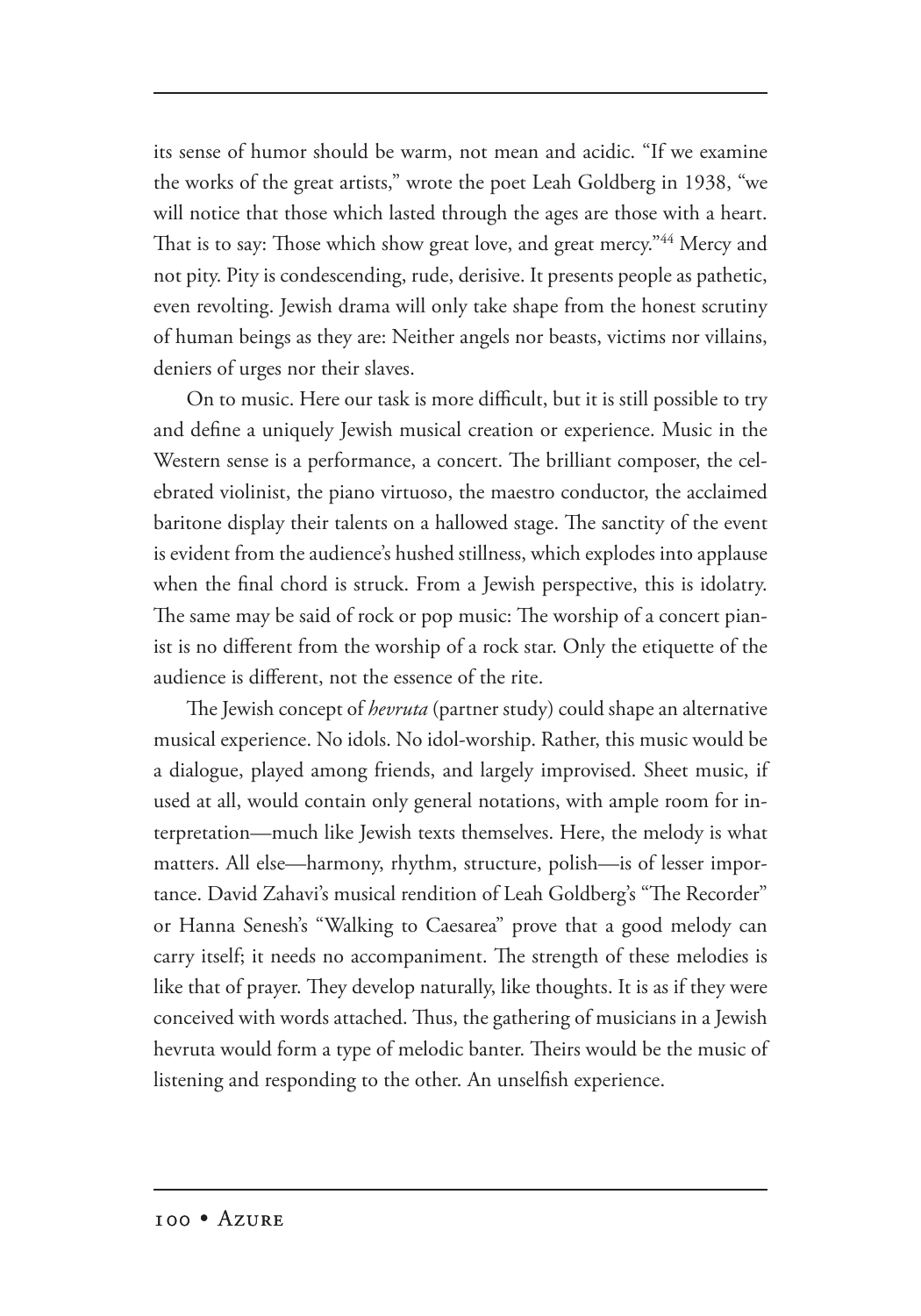its sense of humor should be warm, not mean and acidic. "If we examine the works of the great artists," wrote the poet Leah Goldberg in 1938, "we will notice that those which lasted through the ages are those with a heart. That is to say: Those which show great love, and great mercy."[44] Mercy and not pity. Pity is condescending, rude, derisive. It presents people as pathetic, even revolting. Jewish drama will only take shape from the honest scrutiny of human beings as they are: Neither angels nor beasts, victims nor villains, deniers of urges nor their slaves.

On to music. Here our task is more difficult, but it is still possible to try and define a uniquely Jewish musical creation or experience. Music in the Western sense is a performance, a concert. The brilliant composer, the celebrated violinist, the piano virtuoso, the maestro conductor, the acclaimed baritone display their talents on a hallowed stage. The sanctity of the event is evident from the audience's hushed stillness, which explodes into applause when the final chord is struck. From a Jewish perspective, this is idolatry. The same may be said of rock or pop music: The worship of a concert pianist is no different from the worship of a rock star. Only the etiquette of the audience is different, not the essence of the rite.

The Jewish concept of *hevruta* (partner study) could shape an alternative musical experience. No idols. No idol-worship. Rather, this music would be a dialogue, played among friends, and largely improvised. Sheet music, if used at all, would contain only general notations, with ample room for interpretation—much like Jewish texts themselves. Here, the melody is what matters. All else—harmony, rhythm, structure, polish—is of lesser importance. David Zahavi's musical rendition of Leah Goldberg's "The Recorder" or Hanna Senesh's "Walking to Caesarea" prove that a good melody can carry itself; it needs no accompaniment. The strength of these melodies is like that of prayer. They develop naturally, like thoughts. It is as if they were conceived with words attached. Thus, the gathering of musicians in a Jewish hevruta would form a type of melodic banter. Theirs would be the music of listening and responding to the other. An unselfish experience.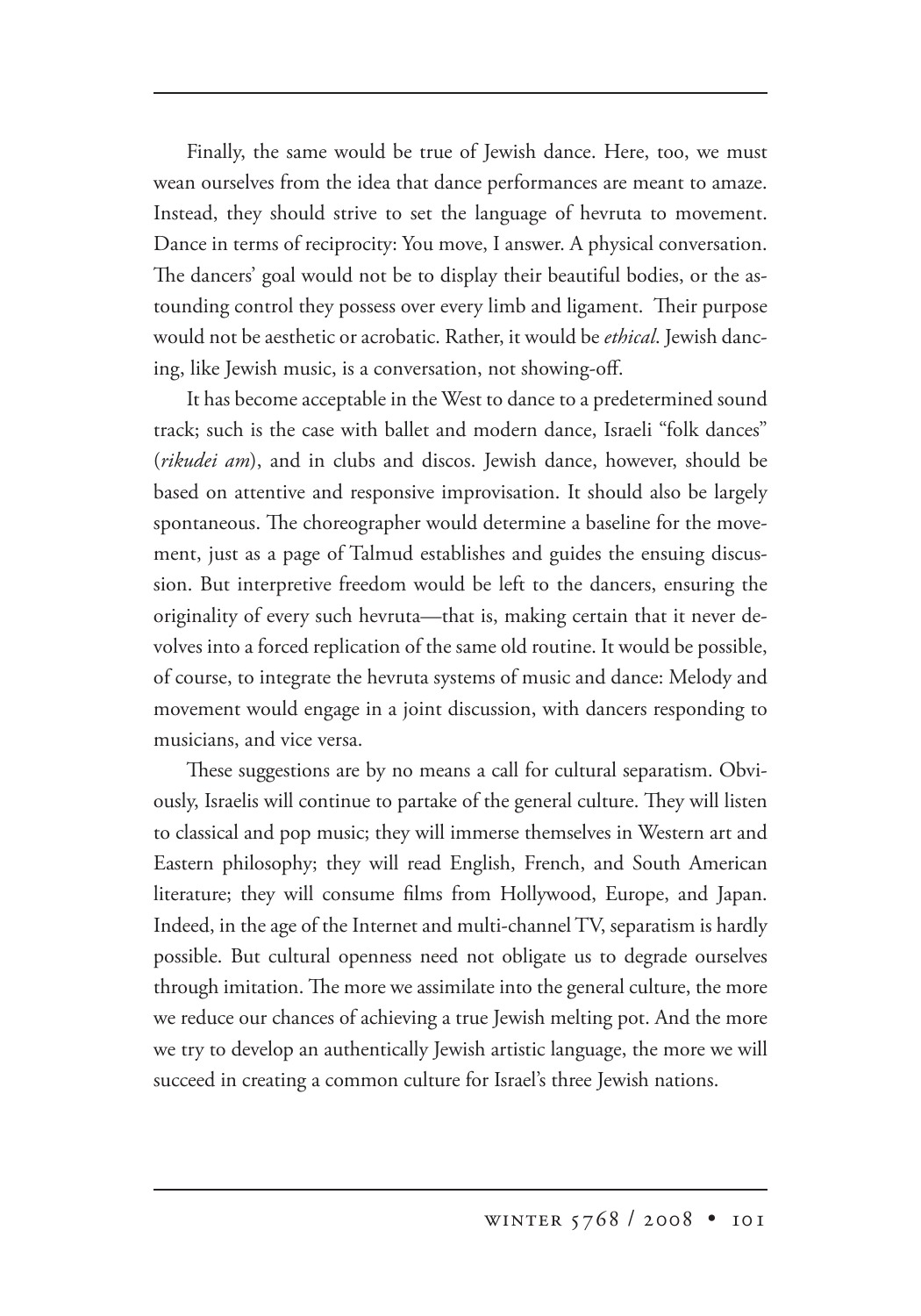Finally, the same would be true of Jewish dance. Here, too, we must wean ourselves from the idea that dance performances are meant to amaze. Instead, they should strive to set the language of hevruta to movement. Dance in terms of reciprocity: You move, I answer. A physical conversation. The dancers' goal would not be to display their beautiful bodies, or the astounding control they possess over every limb and ligament. Their purpose would not be aesthetic or acrobatic. Rather, it would be *ethical*. Jewish dancing, like Jewish music, is a conversation, not showing-off.

It has become acceptable in the West to dance to a predetermined sound track; such is the case with ballet and modern dance, Israeli "folk dances" (*rikudei am*), and in clubs and discos. Jewish dance, however, should be based on attentive and responsive improvisation. It should also be largely spontaneous. The choreographer would determine a baseline for the movement, just as a page of Talmud establishes and guides the ensuing discussion. But interpretive freedom would be left to the dancers, ensuring the originality of every such hevruta—that is, making certain that it never devolves into a forced replication of the same old routine. It would be possible, of course, to integrate the hevruta systems of music and dance: Melody and movement would engage in a joint discussion, with dancers responding to musicians, and vice versa.

These suggestions are by no means a call for cultural separatism. Obviously, Israelis will continue to partake of the general culture. They will listen to classical and pop music; they will immerse themselves in Western art and Eastern philosophy; they will read English, French, and South American literature; they will consume films from Hollywood, Europe, and Japan. Indeed, in the age of the Internet and multi-channel TV, separatism is hardly possible. But cultural openness need not obligate us to degrade ourselves through imitation. The more we assimilate into the general culture, the more we reduce our chances of achieving a true Jewish melting pot. And the more we try to develop an authentically Jewish artistic language, the more we will succeed in creating a common culture for Israel's three Jewish nations.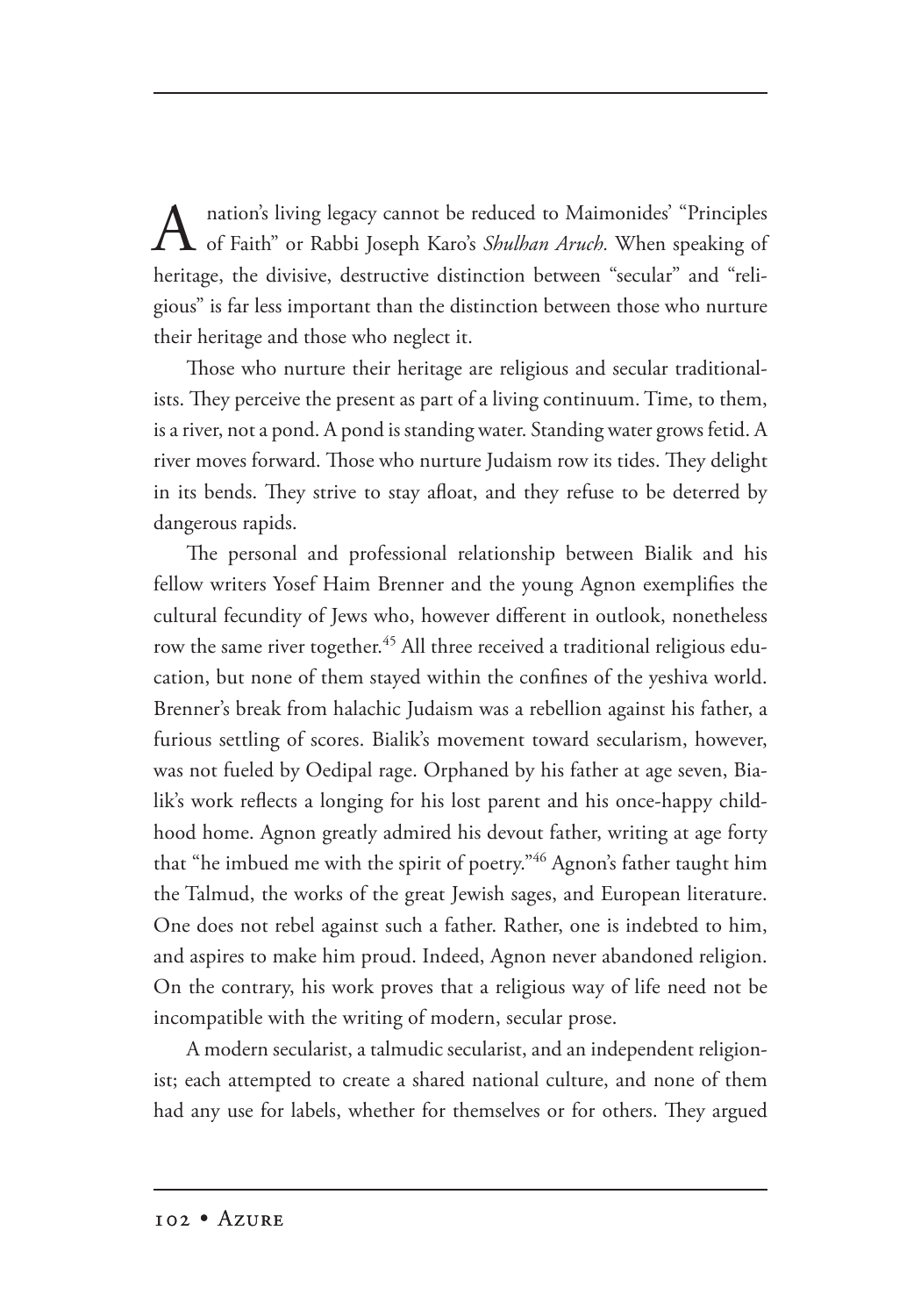A nation's living legacy cannot be reduced to Maimonides' "Principles of Faith" or Rabbi Joseph Karo's *Shulhan Aruch.* When speaking of heritage, the divisive, destructive distinction between "secular" and "religious" is far less important than the distinction between those who nurture their heritage and those who neglect it.

Those who nurture their heritage are religious and secular traditionalists. They perceive the present as part of a living continuum. Time, to them, is a river, not a pond. A pond is standing water. Standing water grows fetid. A river moves forward. Those who nurture Judaism row its tides. They delight in its bends. They strive to stay afloat, and they refuse to be deterred by dangerous rapids.

The personal and professional relationship between Bialik and his fellow writers Yosef Haim Brenner and the young Agnon exemplifies the cultural fecundity of Jews who, however different in outlook, nonetheless row the same river together.[45] All three received a traditional religious education, but none of them stayed within the confines of the yeshiva world. Brenner's break from halachic Judaism was a rebellion against his father, a furious settling of scores. Bialik's movement toward secularism, however, was not fueled by Oedipal rage. Orphaned by his father at age seven, Bialik's work reflects a longing for his lost parent and his once-happy childhood home. Agnon greatly admired his devout father, writing at age forty that "he imbued me with the spirit of poetry."[46] Agnon's father taught him the Talmud, the works of the great Jewish sages, and European literature. One does not rebel against such a father. Rather, one is indebted to him, and aspires to make him proud. Indeed, Agnon never abandoned religion. On the contrary, his work proves that a religious way of life need not be incompatible with the writing of modern, secular prose.

A modern secularist, a talmudic secularist, and an independent religionist; each attempted to create a shared national culture, and none of them had any use for labels, whether for themselves or for others. They argued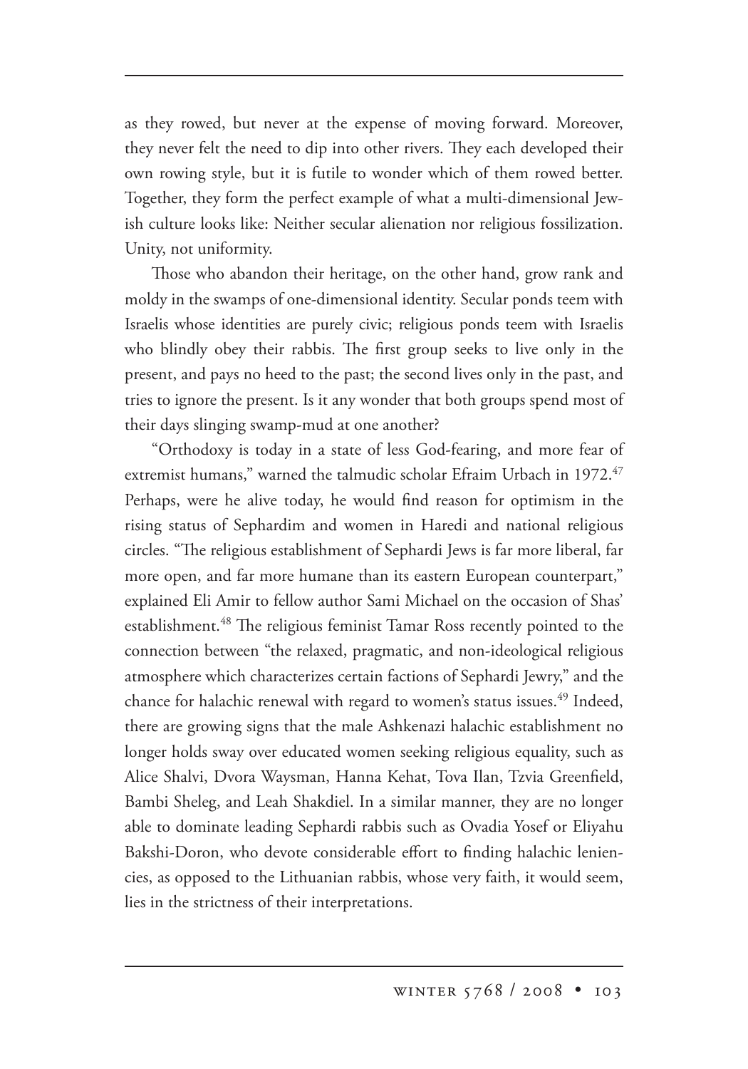as they rowed, but never at the expense of moving forward. Moreover, they never felt the need to dip into other rivers. They each developed their own rowing style, but it is futile to wonder which of them rowed better. Together, they form the perfect example of what a multi-dimensional Jewish culture looks like: Neither secular alienation nor religious fossilization. Unity, not uniformity.

Those who abandon their heritage, on the other hand, grow rank and moldy in the swamps of one-dimensional identity. Secular ponds teem with Israelis whose identities are purely civic; religious ponds teem with Israelis who blindly obey their rabbis. The first group seeks to live only in the present, and pays no heed to the past; the second lives only in the past, and tries to ignore the present. Is it any wonder that both groups spend most of their days slinging swamp-mud at one another?

"Orthodoxy is today in a state of less God-fearing, and more fear of extremist humans," warned the talmudic scholar Efraim Urbach in 1972.[47] Perhaps, were he alive today, he would find reason for optimism in the rising status of Sephardim and women in Haredi and national religious circles. "The religious establishment of Sephardi Jews is far more liberal, far more open, and far more humane than its eastern European counterpart," explained Eli Amir to fellow author Sami Michael on the occasion of Shas' establishment.[48] The religious feminist Tamar Ross recently pointed to the connection between "the relaxed, pragmatic, and non-ideological religious atmosphere which characterizes certain factions of Sephardi Jewry," and the chance for halachic renewal with regard to women's status issues.[49] Indeed, there are growing signs that the male Ashkenazi halachic establishment no longer holds sway over educated women seeking religious equality, such as Alice Shalvi, Dvora Waysman, Hanna Kehat, Tova Ilan, Tzvia Greenfield, Bambi Sheleg, and Leah Shakdiel. In a similar manner, they are no longer able to dominate leading Sephardi rabbis such as Ovadia Yosef or Eliyahu Bakshi-Doron, who devote considerable effort to finding halachic leniencies, as opposed to the Lithuanian rabbis, whose very faith, it would seem, lies in the strictness of their interpretations.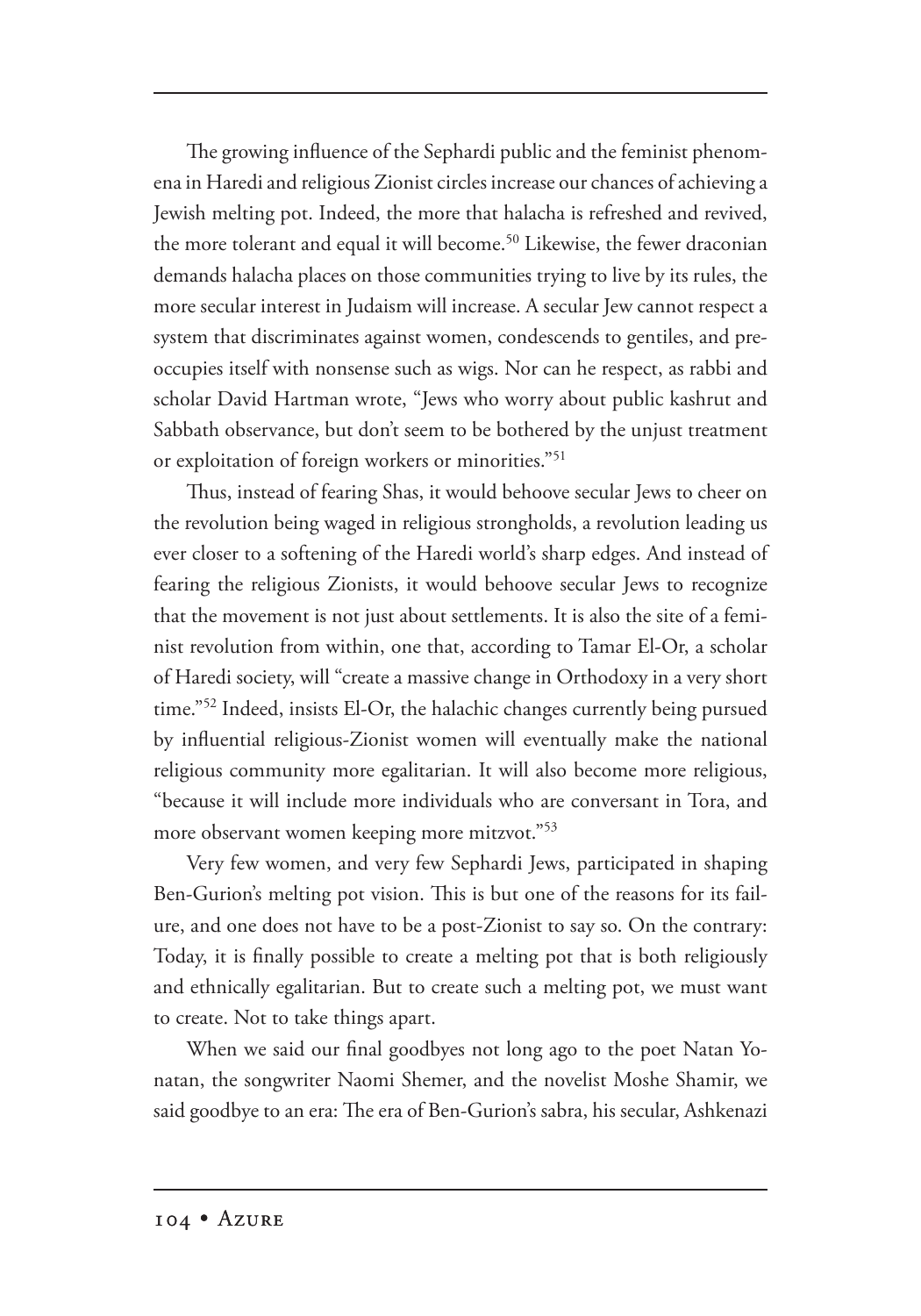The growing influence of the Sephardi public and the feminist phenomena in Haredi and religious Zionist circles increase our chances of achieving a Jewish melting pot. Indeed, the more that halacha is refreshed and revived, the more tolerant and equal it will become.[50] Likewise, the fewer draconian demands halacha places on those communities trying to live by its rules, the more secular interest in Judaism will increase. A secular Jew cannot respect a system that discriminates against women, condescends to gentiles, and preoccupies itself with nonsense such as wigs. Nor can he respect, as rabbi and scholar David Hartman wrote, "Jews who worry about public kashrut and Sabbath observance, but don't seem to be bothered by the unjust treatment or exploitation of foreign workers or minorities."[51]

Thus, instead of fearing Shas, it would behoove secular Jews to cheer on the revolution being waged in religious strongholds, a revolution leading us ever closer to a softening of the Haredi world's sharp edges. And instead of fearing the religious Zionists, it would behoove secular Jews to recognize that the movement is not just about settlements. It is also the site of a feminist revolution from within, one that, according to Tamar El-Or, a scholar of Haredi society, will "create a massive change in Orthodoxy in a very short time."[52] Indeed, insists El-Or, the halachic changes currently being pursued by influential religious-Zionist women will eventually make the national religious community more egalitarian. It will also become more religious, "because it will include more individuals who are conversant in Tora, and more observant women keeping more mitzvot."[53]

Very few women, and very few Sephardi Jews, participated in shaping Ben-Gurion's melting pot vision. This is but one of the reasons for its failure, and one does not have to be a post-Zionist to say so. On the contrary: Today, it is finally possible to create a melting pot that is both religiously and ethnically egalitarian. But to create such a melting pot, we must want to create. Not to take things apart.

When we said our final goodbyes not long ago to the poet Natan Yonatan, the songwriter Naomi Shemer, and the novelist Moshe Shamir, we said goodbye to an era: The era of Ben-Gurion's sabra, his secular, Ashkenazi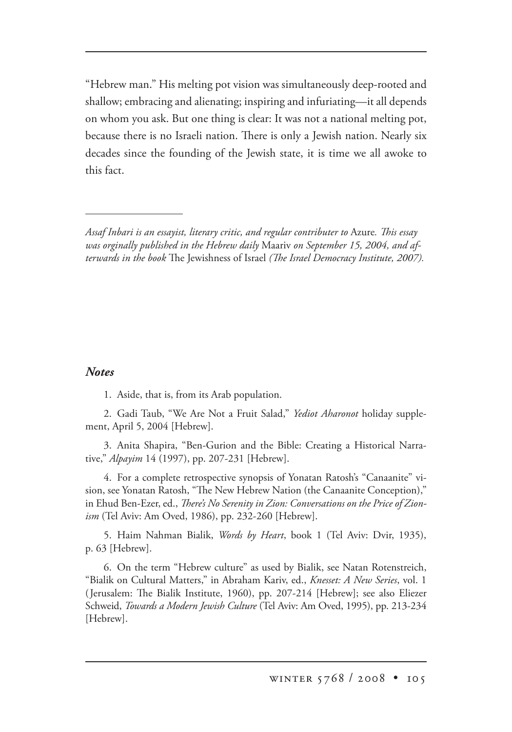"Hebrew man." His melting pot vision was simultaneously deep-rooted and shallow; embracing and alienating; inspiring and infuriating—it all depends on whom you ask. But one thing is clear: It was not a national melting pot, because there is no Israeli nation. There is only a Jewish nation. Nearly six decades since the founding of the Jewish state, it is time we all awoke to this fact.

---

*Assaf Inbari is an essayist, literary critic, and regular contributer to* Azure. *This essay was orginally published in the Hebrew daily* Maariv *on September 15, 2004, and afterwards in the book* The Jewishness of Israel *(The Israel Democracy Institute, 2007).*

### *Notes*

1. Aside, that is, from its Arab population.

2. Gadi Taub, "We Are Not a Fruit Salad," *Yediot Aharonot* holiday supplement, April 5, 2004 [Hebrew].

3. Anita Shapira, "Ben-Gurion and the Bible: Creating a Historical Narrative," *Alpayim* 14 (1997), pp. 207-231 [Hebrew].

4. For a complete retrospective synopsis of Yonatan Ratosh's "Canaanite" vision, see Yonatan Ratosh, "The New Hebrew Nation (the Canaanite Conception)," in Ehud Ben-Ezer, ed., *There's No Serenity in Zion: Conversations on the Price of Zionism* (Tel Aviv: Am Oved, 1986), pp. 232-260 [Hebrew].

5. Haim Nahman Bialik, *Words by Heart*, book 1 (Tel Aviv: Dvir, 1935), p. 63 [Hebrew].

6. On the term "Hebrew culture" as used by Bialik, see Natan Rotenstreich, "Bialik on Cultural Matters," in Abraham Kariv, ed., *Knesset: A New Series*, vol. 1 (Jerusalem: The Bialik Institute, 1960), pp. 207-214 [Hebrew]; see also Eliezer Schweid, *Towards a Modern Jewish Culture* (Tel Aviv: Am Oved, 1995), pp. 213-234 [Hebrew].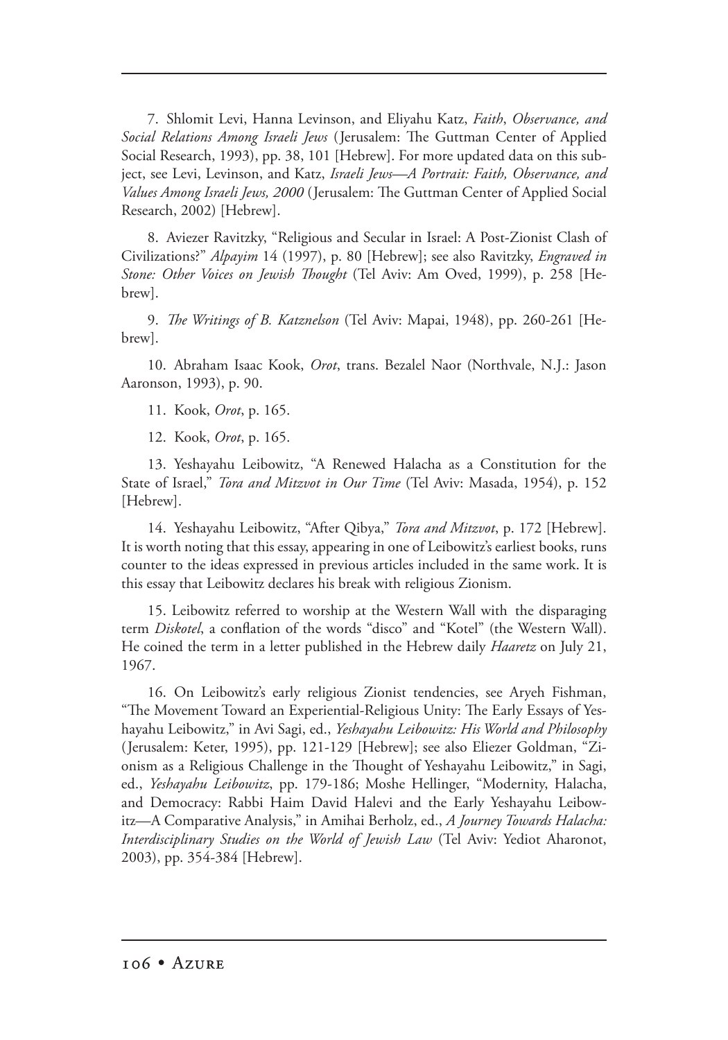7. Shlomit Levi, Hanna Levinson, and Eliyahu Katz, *Faith*, *Observance, and Social Relations Among Israeli Jews* (Jerusalem: The Guttman Center of Applied Social Research, 1993), pp. 38, 101 [Hebrew]. For more updated data on this subject, see Levi, Levinson, and Katz, *Israeli Jews—A Portrait: Faith, Observance, and Values Among Israeli Jews, 2000* (Jerusalem: The Guttman Center of Applied Social Research, 2002) [Hebrew].

8. Aviezer Ravitzky, "Religious and Secular in Israel: A Post-Zionist Clash of Civilizations?" *Alpayim* 14 (1997), p. 80 [Hebrew]; see also Ravitzky, *Engraved in Stone: Other Voices on Jewish Thought* (Tel Aviv: Am Oved, 1999), p. 258 [Hebrew].

9. *The Writings of B. Katznelson* (Tel Aviv: Mapai, 1948), pp. 260-261 [Hebrew].

10. Abraham Isaac Kook, *Orot*, trans. Bezalel Naor (Northvale, N.J.: Jason Aaronson, 1993), p. 90.

11. Kook, *Orot*, p. 165.

12. Kook, *Orot*, p. 165.

13. Yeshayahu Leibowitz, "A Renewed Halacha as a Constitution for the State of Israel," *Tora and Mitzvot in Our Time* (Tel Aviv: Masada, 1954), p. 152 [Hebrew].

14. Yeshayahu Leibowitz, "After Qibya," *Tora and Mitzvot*, p. 172 [Hebrew]. It is worth noting that this essay, appearing in one of Leibowitz's earliest books, runs counter to the ideas expressed in previous articles included in the same work. It is this essay that Leibowitz declares his break with religious Zionism.

15. Leibowitz referred to worship at the Western Wall with the disparaging term *Diskotel*, a conflation of the words "disco" and "Kotel" (the Western Wall). He coined the term in a letter published in the Hebrew daily *Haaretz* on July 21, 1967.

16. On Leibowitz's early religious Zionist tendencies, see Aryeh Fishman, "The Movement Toward an Experiential-Religious Unity: The Early Essays of Yeshayahu Leibowitz," in Avi Sagi, ed., *Yeshayahu Leibowitz: His World and Philosophy* (Jerusalem: Keter, 1995), pp. 121-129 [Hebrew]; see also Eliezer Goldman, "Zionism as a Religious Challenge in the Thought of Yeshayahu Leibowitz," in Sagi, ed., *Yeshayahu Leibowitz*, pp. 179-186; Moshe Hellinger, "Modernity, Halacha, and Democracy: Rabbi Haim David Halevi and the Early Yeshayahu Leibowitz—A Comparative Analysis," in Amihai Berholz, ed., *A Journey Towards Halacha: Interdisciplinary Studies on the World of Jewish Law* (Tel Aviv: Yediot Aharonot, 2003), pp. 354-384 [Hebrew].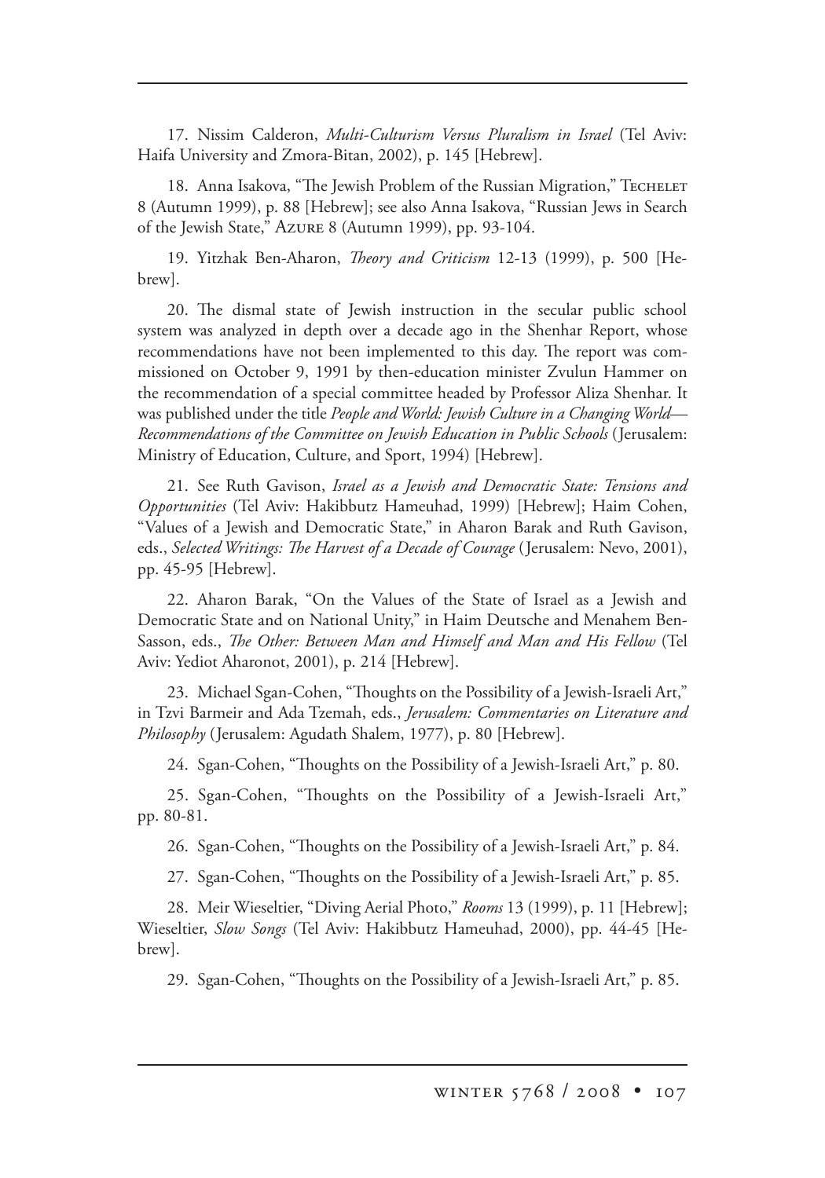17. Nissim Calderon, *Multi-Culturism Versus Pluralism in Israel* (Tel Aviv: Haifa University and Zmora-Bitan, 2002), p. 145 [Hebrew].

18. Anna Isakova, "The Jewish Problem of the Russian Migration," Techelet 8 (Autumn 1999), p. 88 [Hebrew]; see also Anna Isakova, "Russian Jews in Search of the Jewish State," Azure 8 (Autumn 1999), pp. 93-104.

19. Yitzhak Ben-Aharon, *Theory and Criticism* 12-13 (1999), p. 500 [Hebrew].

20. The dismal state of Jewish instruction in the secular public school system was analyzed in depth over a decade ago in the Shenhar Report, whose recommendations have not been implemented to this day. The report was commissioned on October 9, 1991 by then-education minister Zvulun Hammer on the recommendation of a special committee headed by Professor Aliza Shenhar. It was published under the title *People and World: Jewish Culture in a Changing World—Recommendations of the Committee on Jewish Education in Public Schools* (Jerusalem: Ministry of Education, Culture, and Sport, 1994) [Hebrew].

21. See Ruth Gavison, *Israel as a Jewish and Democratic State: Tensions and Opportunities* (Tel Aviv: Hakibbutz Hameuhad, 1999) [Hebrew]; Haim Cohen, "Values of a Jewish and Democratic State," in Aharon Barak and Ruth Gavison, eds., *Selected Writings: The Harvest of a Decade of Courage* (Jerusalem: Nevo, 2001), pp. 45-95 [Hebrew].

22. Aharon Barak, "On the Values of the State of Israel as a Jewish and Democratic State and on National Unity," in Haim Deutsche and Menahem Ben-Sasson, eds., *The Other: Between Man and Himself and Man and His Fellow* (Tel Aviv: Yediot Aharonot, 2001), p. 214 [Hebrew].

23. Michael Sgan-Cohen, "Thoughts on the Possibility of a Jewish-Israeli Art," in Tzvi Barmeir and Ada Tzemah, eds., *Jerusalem: Commentaries on Literature and Philosophy* (Jerusalem: Agudath Shalem, 1977), p. 80 [Hebrew].

24. Sgan-Cohen, "Thoughts on the Possibility of a Jewish-Israeli Art," p. 80.

25. Sgan-Cohen, "Thoughts on the Possibility of a Jewish-Israeli Art," pp. 80-81.

26. Sgan-Cohen, "Thoughts on the Possibility of a Jewish-Israeli Art," p. 84.

27. Sgan-Cohen, "Thoughts on the Possibility of a Jewish-Israeli Art," p. 85.

28. Meir Wieseltier, "Diving Aerial Photo," *Rooms* 13 (1999), p. 11 [Hebrew]; Wieseltier, *Slow Songs* (Tel Aviv: Hakibbutz Hameuhad, 2000), pp. 44-45 [Hebrew].

29. Sgan-Cohen, "Thoughts on the Possibility of a Jewish-Israeli Art," p. 85.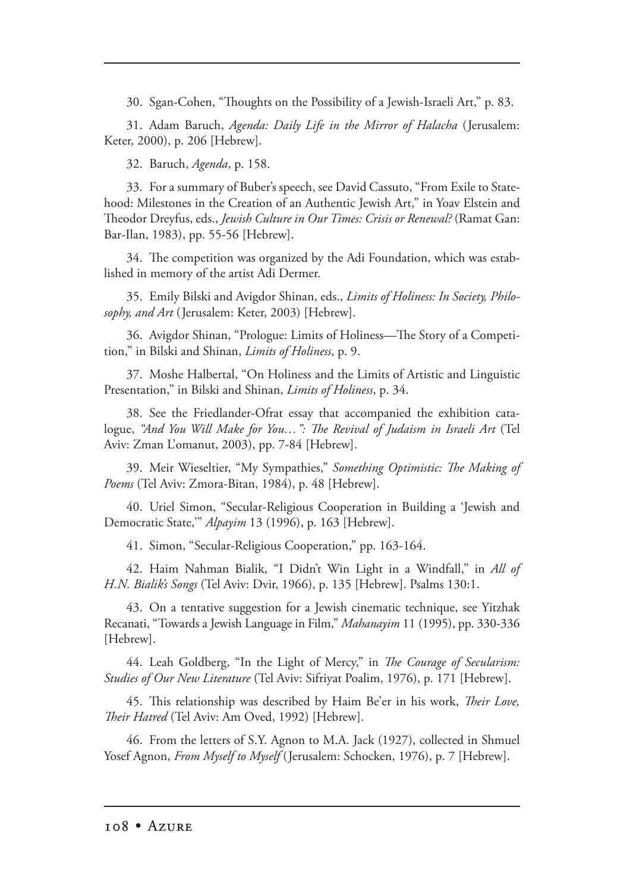30. Sgan-Cohen, "Thoughts on the Possibility of a Jewish-Israeli Art," p. 83.

31. Adam Baruch, *Agenda: Daily Life in the Mirror of Halacha* (Jerusalem: Keter, 2000), p. 206 [Hebrew].

32. Baruch, *Agenda*, p. 158.

33. For a summary of Buber's speech, see David Cassuto, "From Exile to Statehood: Milestones in the Creation of an Authentic Jewish Art," in Yoav Elstein and Theodor Dreyfus, eds., *Jewish Culture in Our Times: Crisis or Renewal?* (Ramat Gan: Bar-Ilan, 1983), pp. 55-56 [Hebrew].

34. The competition was organized by the Adi Foundation, which was established in memory of the artist Adi Dermer.

35. Emily Bilski and Avigdor Shinan, eds., *Limits of Holiness: In Society, Philosophy, and Art* (Jerusalem: Keter, 2003) [Hebrew].

36. Avigdor Shinan, "Prologue: Limits of Holiness—The Story of a Competition," in Bilski and Shinan, *Limits of Holiness*, p. 9.

37. Moshe Halbertal, "On Holiness and the Limits of Artistic and Linguistic Presentation," in Bilski and Shinan, *Limits of Holiness*, p. 34.

38. See the Friedlander-Ofrat essay that accompanied the exhibition catalogue, *"And You Will Make for You…": The Revival of Judaism in Israeli Art* (Tel Aviv: Zman L'omanut, 2003), pp. 7-84 [Hebrew].

39. Meir Wieseltier, "My Sympathies," *Something Optimistic: The Making of Poems* (Tel Aviv: Zmora-Bitan, 1984), p. 48 [Hebrew].

40. Uriel Simon, "Secular-Religious Cooperation in Building a 'Jewish and Democratic State,'" *Alpayim* 13 (1996), p. 163 [Hebrew].

41. Simon, "Secular-Religious Cooperation," pp. 163-164.

42. Haim Nahman Bialik, "I Didn't Win Light in a Windfall," in *All of H.N. Bialik's Songs* (Tel Aviv: Dvir, 1966), p. 135 [Hebrew]. Psalms 130:1.

43. On a tentative suggestion for a Jewish cinematic technique, see Yitzhak Recanati, "Towards a Jewish Language in Film," *Mahanayim* 11 (1995), pp. 330-336 [Hebrew].

44. Leah Goldberg, "In the Light of Mercy," in *The Courage of Secularism: Studies of Our New Literature* (Tel Aviv: Sifriyat Poalim, 1976), p. 171 [Hebrew].

45. This relationship was described by Haim Be'er in his work, *Their Love, Their Hatred* (Tel Aviv: Am Oved, 1992) [Hebrew].

46. From the letters of S.Y. Agnon to M.A. Jack (1927), collected in Shmuel Yosef Agnon, *From Myself to Myself* (Jerusalem: Schocken, 1976), p. 7 [Hebrew].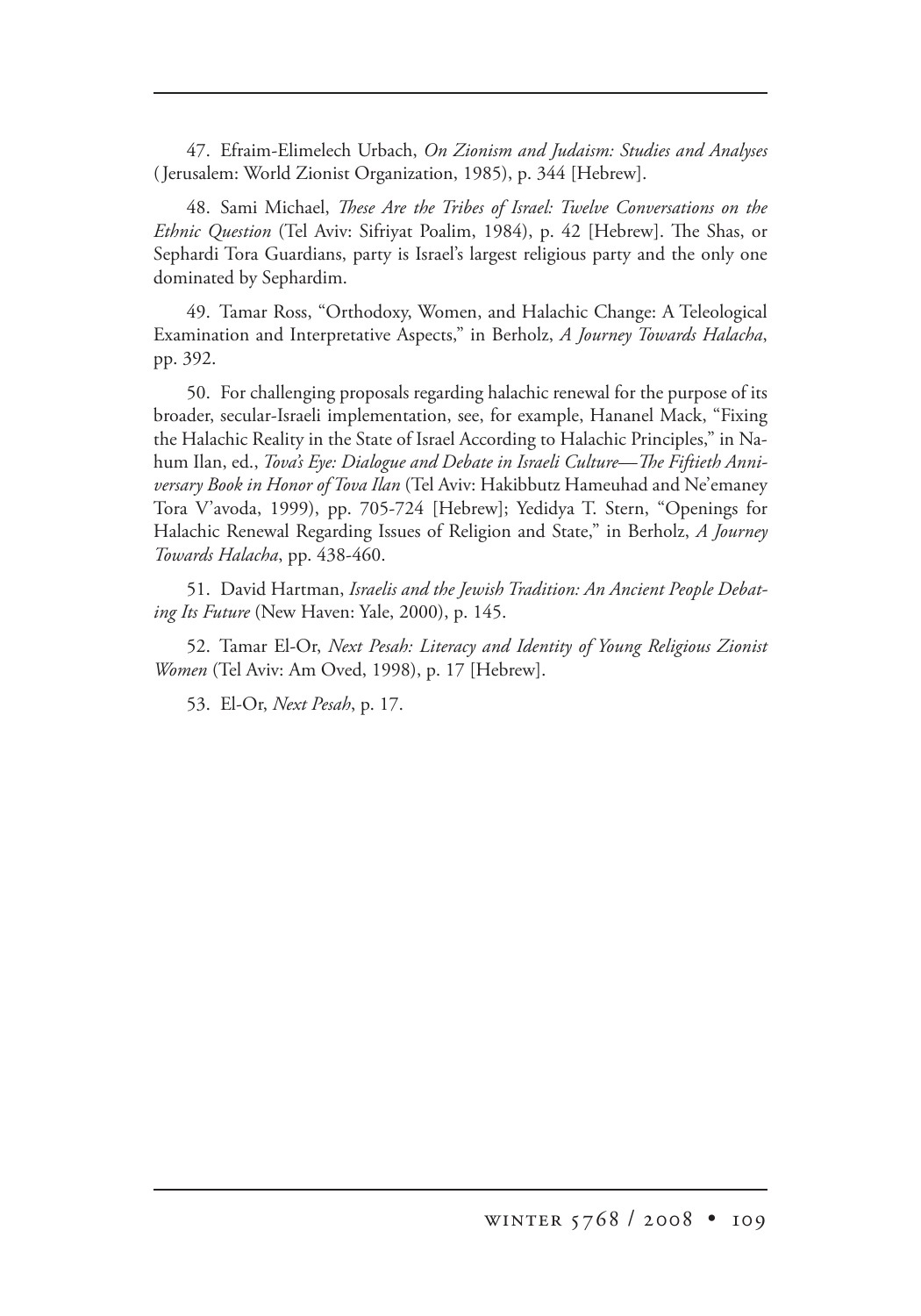47. Efraim-Elimelech Urbach, *On Zionism and Judaism: Studies and Analyses* (Jerusalem: World Zionist Organization, 1985), p. 344 [Hebrew].

48. Sami Michael, *These Are the Tribes of Israel: Twelve Conversations on the Ethnic Question* (Tel Aviv: Sifriyat Poalim, 1984), p. 42 [Hebrew]. The Shas, or Sephardi Tora Guardians, party is Israel's largest religious party and the only one dominated by Sephardim.

49. Tamar Ross, "Orthodoxy, Women, and Halachic Change: A Teleological Examination and Interpretative Aspects," in Berholz, *A Journey Towards Halacha*, pp. 392.

50. For challenging proposals regarding halachic renewal for the purpose of its broader, secular-Israeli implementation, see, for example, Hananel Mack, "Fixing the Halachic Reality in the State of Israel According to Halachic Principles," in Nahum Ilan, ed., *Tova's Eye: Dialogue and Debate in Israeli Culture—The Fiftieth Anniversary Book in Honor of Tova Ilan* (Tel Aviv: Hakibbutz Hameuhad and Ne'emaney Tora V'avoda, 1999), pp. 705-724 [Hebrew]; Yedidya T. Stern, "Openings for Halachic Renewal Regarding Issues of Religion and State," in Berholz, *A Journey Towards Halacha*, pp. 438-460.

51. David Hartman, *Israelis and the Jewish Tradition: An Ancient People Debating Its Future* (New Haven: Yale, 2000), p. 145.

52. Tamar El-Or, *Next Pesah: Literacy and Identity of Young Religious Zionist Women* (Tel Aviv: Am Oved, 1998), p. 17 [Hebrew].

53. El-Or, *Next Pesah*, p. 17.